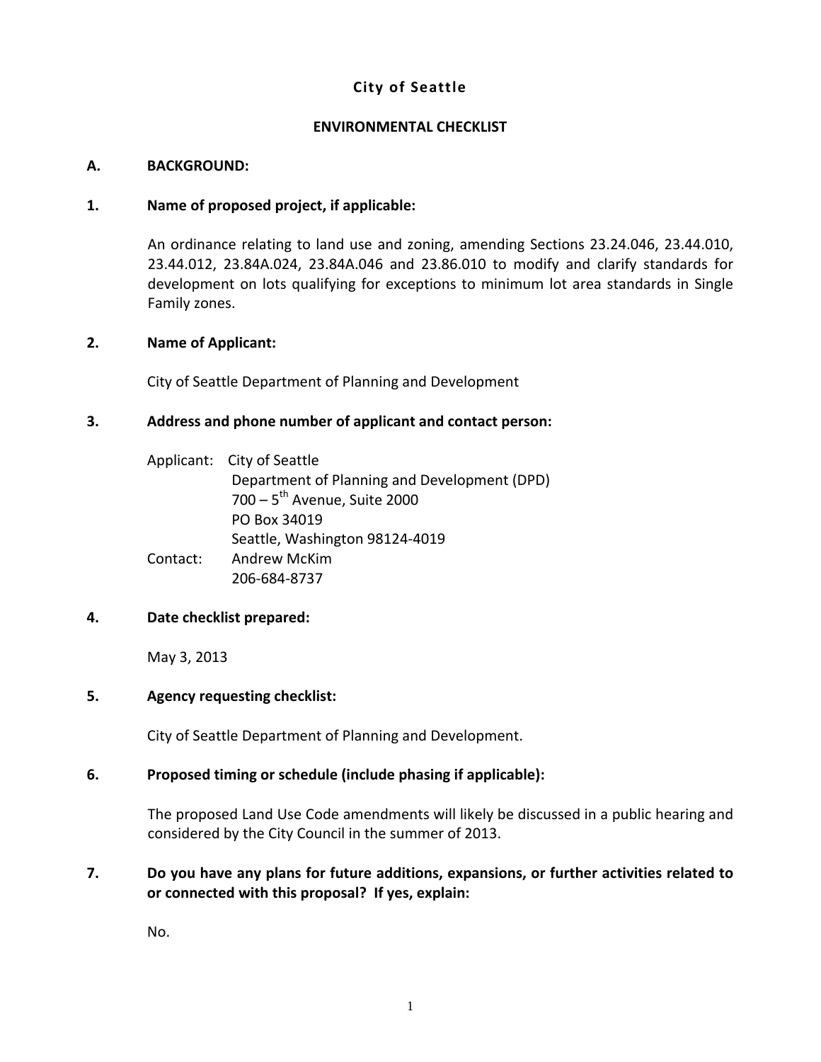# City of Seattle

## ENVIRONMENTAL CHECKLIST

### A. BACKGROUND:

**1. Name of proposed project, if applicable:**

An ordinance relating to land use and zoning, amending Sections 23.24.046, 23.44.010, 23.44.012, 23.84A.024, 23.84A.046 and 23.86.010 to modify and clarify standards for development on lots qualifying for exceptions to minimum lot area standards in Single Family zones.

**2. Name of Applicant:**

City of Seattle Department of Planning and Development

**3. Address and phone number of applicant and contact person:**

Applicant: City of Seattle
Department of Planning and Development (DPD)
700 – 5th Avenue, Suite 2000
PO Box 34019
Seattle, Washington 98124-4019

Contact: Andrew McKim
206-684-8737

**4. Date checklist prepared:**

May 3, 2013

**5. Agency requesting checklist:**

City of Seattle Department of Planning and Development.

**6. Proposed timing or schedule (include phasing if applicable):**

The proposed Land Use Code amendments will likely be discussed in a public hearing and considered by the City Council in the summer of 2013.

**7. Do you have any plans for future additions, expansions, or further activities related to or connected with this proposal? If yes, explain:**

No.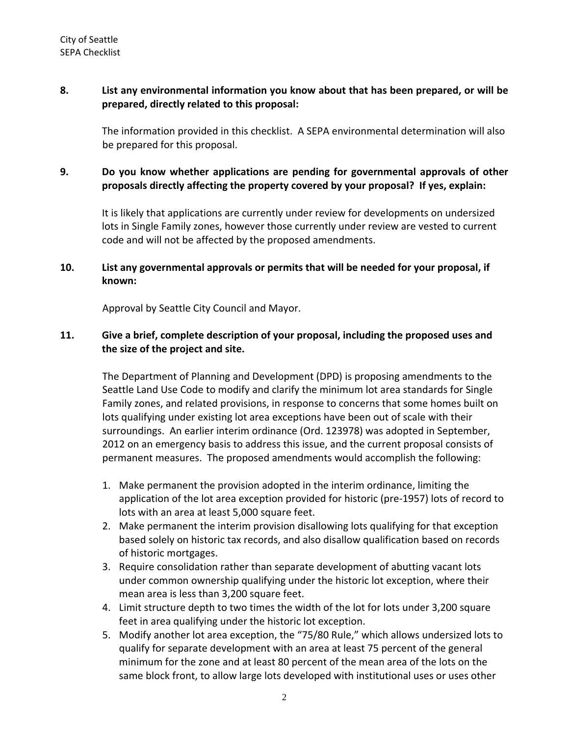**8. List any environmental information you know about that has been prepared, or will be prepared, directly related to this proposal:**

The information provided in this checklist. A SEPA environmental determination will also be prepared for this proposal.

**9. Do you know whether applications are pending for governmental approvals of other proposals directly affecting the property covered by your proposal? If yes, explain:**

It is likely that applications are currently under review for developments on undersized lots in Single Family zones, however those currently under review are vested to current code and will not be affected by the proposed amendments.

**10. List any governmental approvals or permits that will be needed for your proposal, if known:**

Approval by Seattle City Council and Mayor.

**11. Give a brief, complete description of your proposal, including the proposed uses and the size of the project and site.**

The Department of Planning and Development (DPD) is proposing amendments to the Seattle Land Use Code to modify and clarify the minimum lot area standards for Single Family zones, and related provisions, in response to concerns that some homes built on lots qualifying under existing lot area exceptions have been out of scale with their surroundings. An earlier interim ordinance (Ord. 123978) was adopted in September, 2012 on an emergency basis to address this issue, and the current proposal consists of permanent measures. The proposed amendments would accomplish the following:

1. Make permanent the provision adopted in the interim ordinance, limiting the application of the lot area exception provided for historic (pre-1957) lots of record to lots with an area at least 5,000 square feet.
2. Make permanent the interim provision disallowing lots qualifying for that exception based solely on historic tax records, and also disallow qualification based on records of historic mortgages.
3. Require consolidation rather than separate development of abutting vacant lots under common ownership qualifying under the historic lot exception, where their mean area is less than 3,200 square feet.
4. Limit structure depth to two times the width of the lot for lots under 3,200 square feet in area qualifying under the historic lot exception.
5. Modify another lot area exception, the "75/80 Rule," which allows undersized lots to qualify for separate development with an area at least 75 percent of the general minimum for the zone and at least 80 percent of the mean area of the lots on the same block front, to allow large lots developed with institutional uses or uses other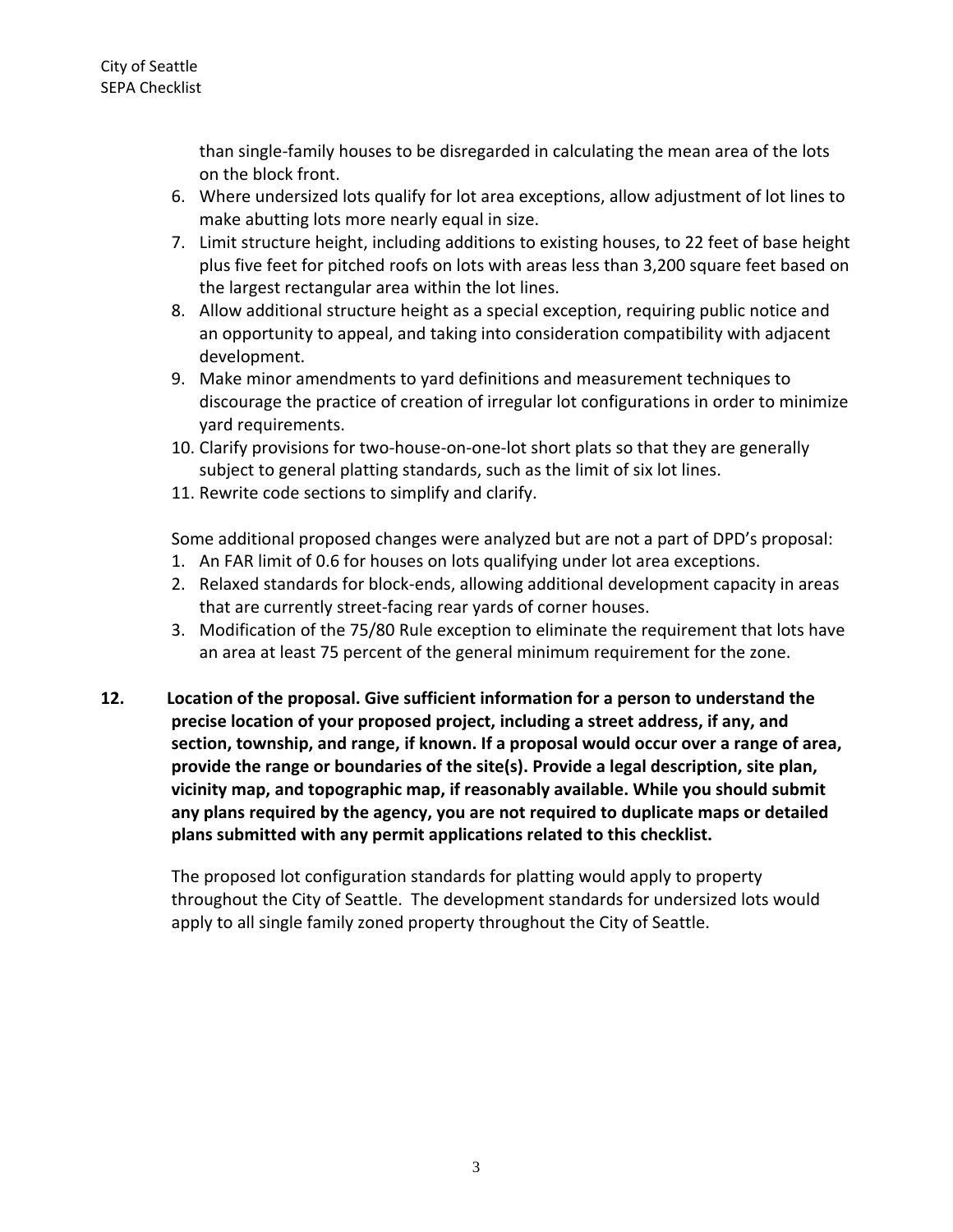than single-family houses to be disregarded in calculating the mean area of the lots on the block front.

6. Where undersized lots qualify for lot area exceptions, allow adjustment of lot lines to make abutting lots more nearly equal in size.
7. Limit structure height, including additions to existing houses, to 22 feet of base height plus five feet for pitched roofs on lots with areas less than 3,200 square feet based on the largest rectangular area within the lot lines.
8. Allow additional structure height as a special exception, requiring public notice and an opportunity to appeal, and taking into consideration compatibility with adjacent development.
9. Make minor amendments to yard definitions and measurement techniques to discourage the practice of creation of irregular lot configurations in order to minimize yard requirements.
10. Clarify provisions for two-house-on-one-lot short plats so that they are generally subject to general platting standards, such as the limit of six lot lines.
11. Rewrite code sections to simplify and clarify.

Some additional proposed changes were analyzed but are not a part of DPD's proposal:

1. An FAR limit of 0.6 for houses on lots qualifying under lot area exceptions.
2. Relaxed standards for block-ends, allowing additional development capacity in areas that are currently street-facing rear yards of corner houses.
3. Modification of the 75/80 Rule exception to eliminate the requirement that lots have an area at least 75 percent of the general minimum requirement for the zone.

**12. Location of the proposal. Give sufficient information for a person to understand the precise location of your proposed project, including a street address, if any, and section, township, and range, if known. If a proposal would occur over a range of area, provide the range or boundaries of the site(s). Provide a legal description, site plan, vicinity map, and topographic map, if reasonably available. While you should submit any plans required by the agency, you are not required to duplicate maps or detailed plans submitted with any permit applications related to this checklist.**

The proposed lot configuration standards for platting would apply to property throughout the City of Seattle. The development standards for undersized lots would apply to all single family zoned property throughout the City of Seattle.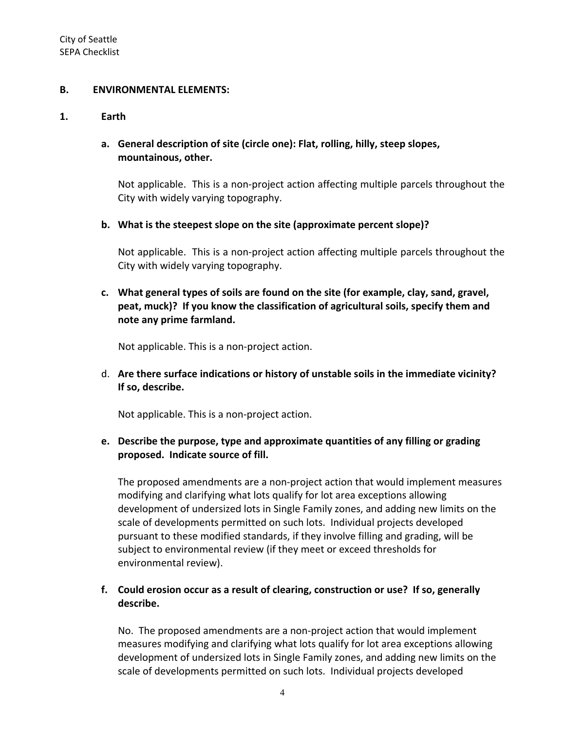## B. ENVIRONMENTAL ELEMENTS:

### 1. Earth

**a. General description of site (circle one): Flat, rolling, hilly, steep slopes, mountainous, other.**

Not applicable. This is a non-project action affecting multiple parcels throughout the City with widely varying topography.

**b. What is the steepest slope on the site (approximate percent slope)?**

Not applicable. This is a non-project action affecting multiple parcels throughout the City with widely varying topography.

**c. What general types of soils are found on the site (for example, clay, sand, gravel, peat, muck)? If you know the classification of agricultural soils, specify them and note any prime farmland.**

Not applicable. This is a non-project action.

d. **Are there surface indications or history of unstable soils in the immediate vicinity? If so, describe.**

Not applicable. This is a non-project action.

**e. Describe the purpose, type and approximate quantities of any filling or grading proposed. Indicate source of fill.**

The proposed amendments are a non-project action that would implement measures modifying and clarifying what lots qualify for lot area exceptions allowing development of undersized lots in Single Family zones, and adding new limits on the scale of developments permitted on such lots. Individual projects developed pursuant to these modified standards, if they involve filling and grading, will be subject to environmental review (if they meet or exceed thresholds for environmental review).

**f. Could erosion occur as a result of clearing, construction or use? If so, generally describe.**

No. The proposed amendments are a non-project action that would implement measures modifying and clarifying what lots qualify for lot area exceptions allowing development of undersized lots in Single Family zones, and adding new limits on the scale of developments permitted on such lots. Individual projects developed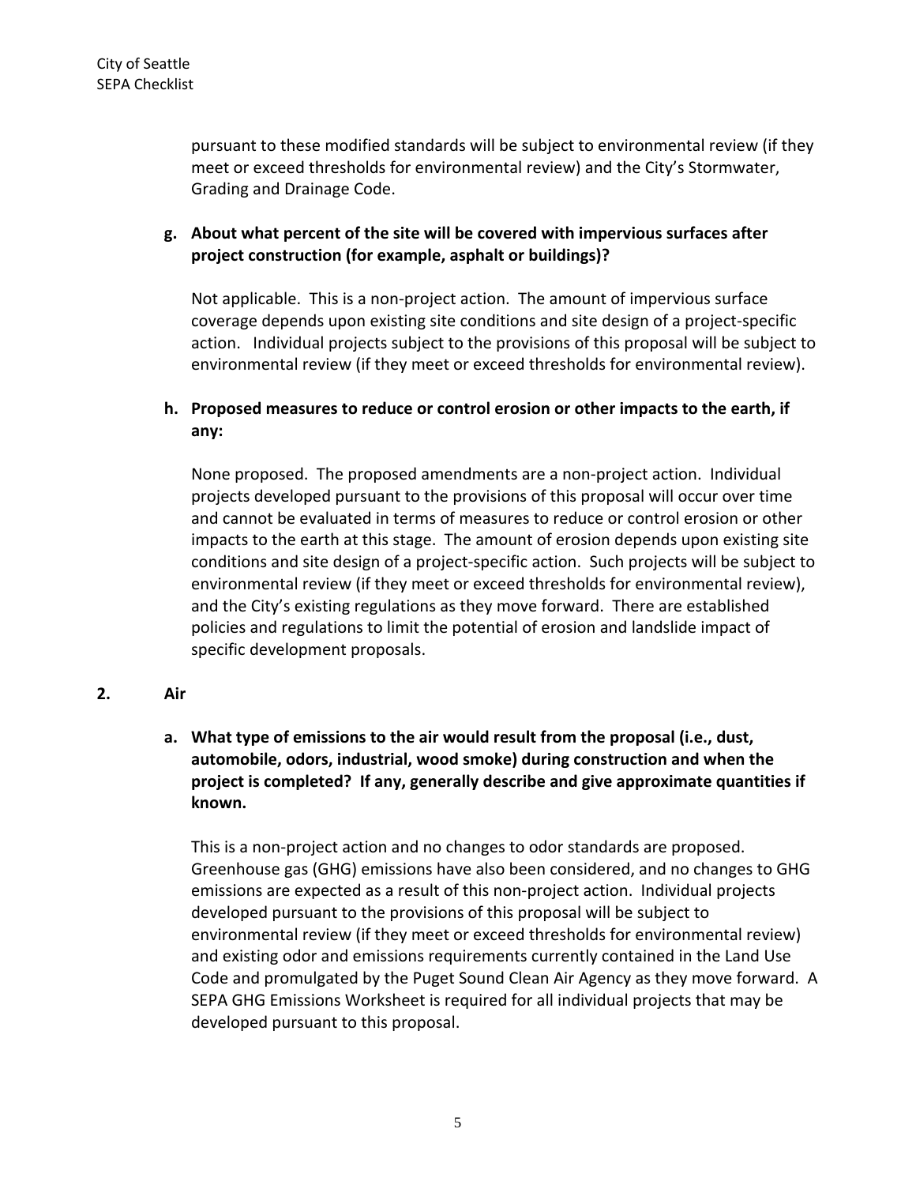pursuant to these modified standards will be subject to environmental review (if they meet or exceed thresholds for environmental review) and the City's Stormwater, Grading and Drainage Code.

**g. About what percent of the site will be covered with impervious surfaces after project construction (for example, asphalt or buildings)?**

Not applicable. This is a non-project action. The amount of impervious surface coverage depends upon existing site conditions and site design of a project-specific action. Individual projects subject to the provisions of this proposal will be subject to environmental review (if they meet or exceed thresholds for environmental review).

**h. Proposed measures to reduce or control erosion or other impacts to the earth, if any:**

None proposed. The proposed amendments are a non-project action. Individual projects developed pursuant to the provisions of this proposal will occur over time and cannot be evaluated in terms of measures to reduce or control erosion or other impacts to the earth at this stage. The amount of erosion depends upon existing site conditions and site design of a project-specific action. Such projects will be subject to environmental review (if they meet or exceed thresholds for environmental review), and the City's existing regulations as they move forward. There are established policies and regulations to limit the potential of erosion and landslide impact of specific development proposals.

**2. Air**

**a. What type of emissions to the air would result from the proposal (i.e., dust, automobile, odors, industrial, wood smoke) during construction and when the project is completed? If any, generally describe and give approximate quantities if known.**

This is a non-project action and no changes to odor standards are proposed. Greenhouse gas (GHG) emissions have also been considered, and no changes to GHG emissions are expected as a result of this non-project action. Individual projects developed pursuant to the provisions of this proposal will be subject to environmental review (if they meet or exceed thresholds for environmental review) and existing odor and emissions requirements currently contained in the Land Use Code and promulgated by the Puget Sound Clean Air Agency as they move forward. A SEPA GHG Emissions Worksheet is required for all individual projects that may be developed pursuant to this proposal.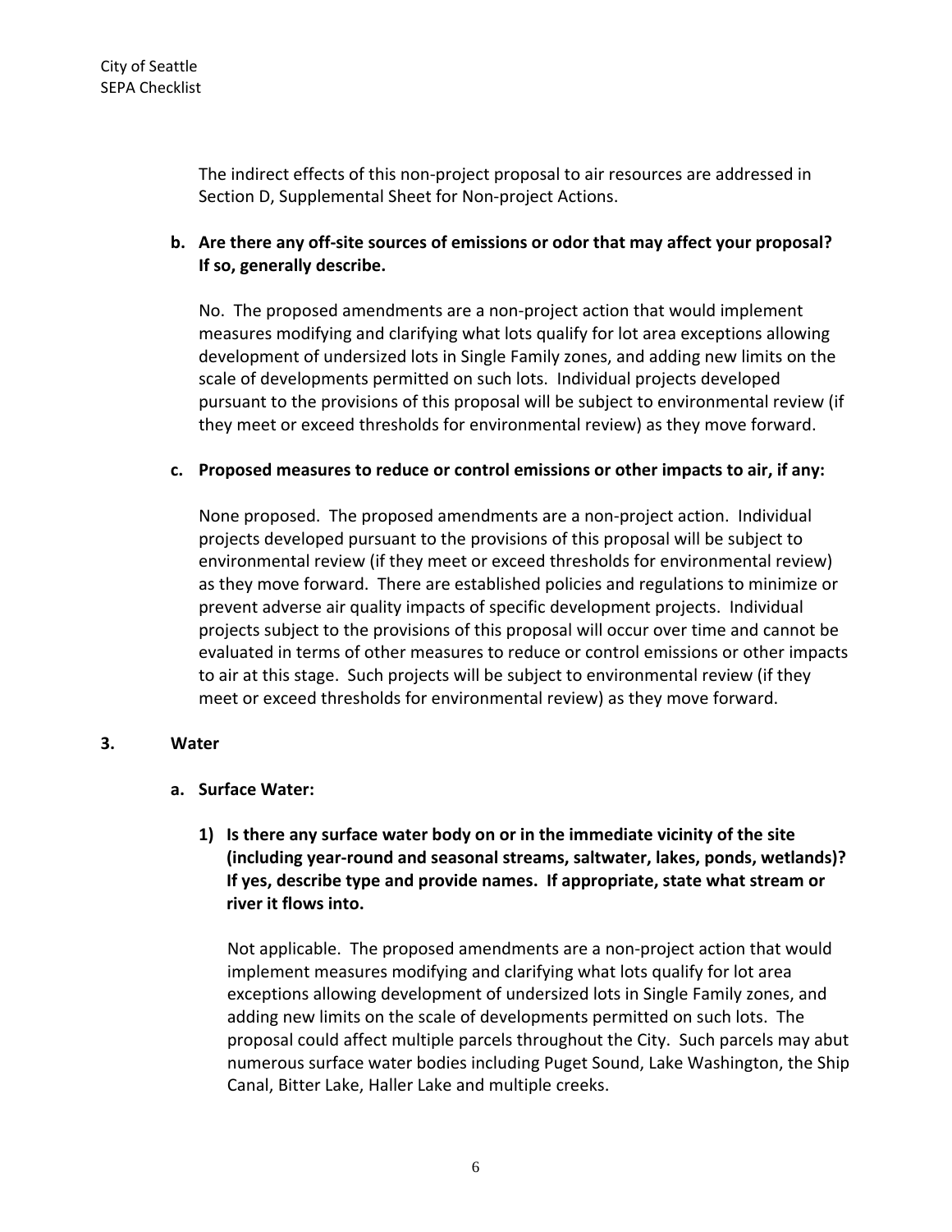The indirect effects of this non-project proposal to air resources are addressed in Section D, Supplemental Sheet for Non-project Actions.

**b. Are there any off-site sources of emissions or odor that may affect your proposal? If so, generally describe.**

No. The proposed amendments are a non-project action that would implement measures modifying and clarifying what lots qualify for lot area exceptions allowing development of undersized lots in Single Family zones, and adding new limits on the scale of developments permitted on such lots. Individual projects developed pursuant to the provisions of this proposal will be subject to environmental review (if they meet or exceed thresholds for environmental review) as they move forward.

**c. Proposed measures to reduce or control emissions or other impacts to air, if any:**

None proposed. The proposed amendments are a non-project action. Individual projects developed pursuant to the provisions of this proposal will be subject to environmental review (if they meet or exceed thresholds for environmental review) as they move forward. There are established policies and regulations to minimize or prevent adverse air quality impacts of specific development projects. Individual projects subject to the provisions of this proposal will occur over time and cannot be evaluated in terms of other measures to reduce or control emissions or other impacts to air at this stage. Such projects will be subject to environmental review (if they meet or exceed thresholds for environmental review) as they move forward.

## 3. Water

**a. Surface Water:**

**1) Is there any surface water body on or in the immediate vicinity of the site (including year-round and seasonal streams, saltwater, lakes, ponds, wetlands)? If yes, describe type and provide names. If appropriate, state what stream or river it flows into.**

Not applicable. The proposed amendments are a non-project action that would implement measures modifying and clarifying what lots qualify for lot area exceptions allowing development of undersized lots in Single Family zones, and adding new limits on the scale of developments permitted on such lots. The proposal could affect multiple parcels throughout the City. Such parcels may abut numerous surface water bodies including Puget Sound, Lake Washington, the Ship Canal, Bitter Lake, Haller Lake and multiple creeks.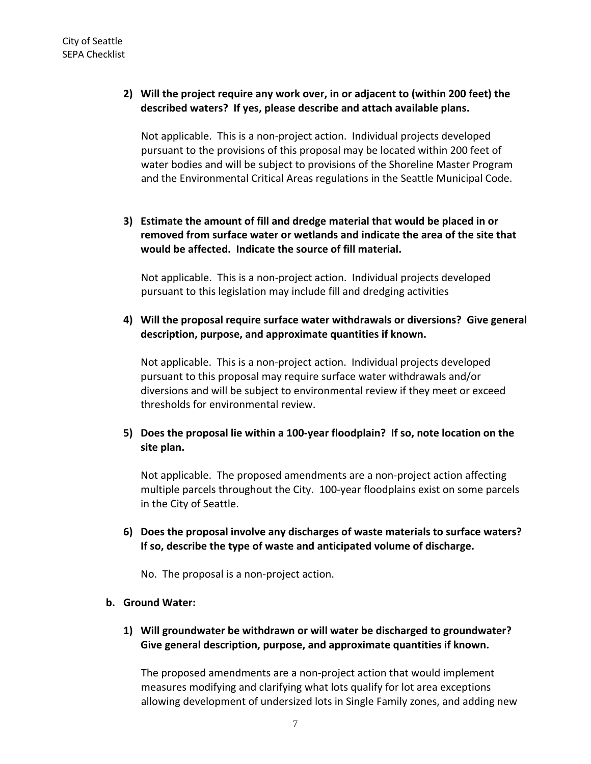**2) Will the project require any work over, in or adjacent to (within 200 feet) the described waters? If yes, please describe and attach available plans.**

Not applicable. This is a non-project action. Individual projects developed pursuant to the provisions of this proposal may be located within 200 feet of water bodies and will be subject to provisions of the Shoreline Master Program and the Environmental Critical Areas regulations in the Seattle Municipal Code.

**3) Estimate the amount of fill and dredge material that would be placed in or removed from surface water or wetlands and indicate the area of the site that would be affected. Indicate the source of fill material.**

Not applicable. This is a non-project action. Individual projects developed pursuant to this legislation may include fill and dredging activities

**4) Will the proposal require surface water withdrawals or diversions? Give general description, purpose, and approximate quantities if known.**

Not applicable. This is a non-project action. Individual projects developed pursuant to this proposal may require surface water withdrawals and/or diversions and will be subject to environmental review if they meet or exceed thresholds for environmental review.

**5) Does the proposal lie within a 100-year floodplain? If so, note location on the site plan.**

Not applicable. The proposed amendments are a non-project action affecting multiple parcels throughout the City. 100-year floodplains exist on some parcels in the City of Seattle.

**6) Does the proposal involve any discharges of waste materials to surface waters? If so, describe the type of waste and anticipated volume of discharge.**

No. The proposal is a non-project action.

**b. Ground Water:**

**1) Will groundwater be withdrawn or will water be discharged to groundwater? Give general description, purpose, and approximate quantities if known.**

The proposed amendments are a non-project action that would implement measures modifying and clarifying what lots qualify for lot area exceptions allowing development of undersized lots in Single Family zones, and adding new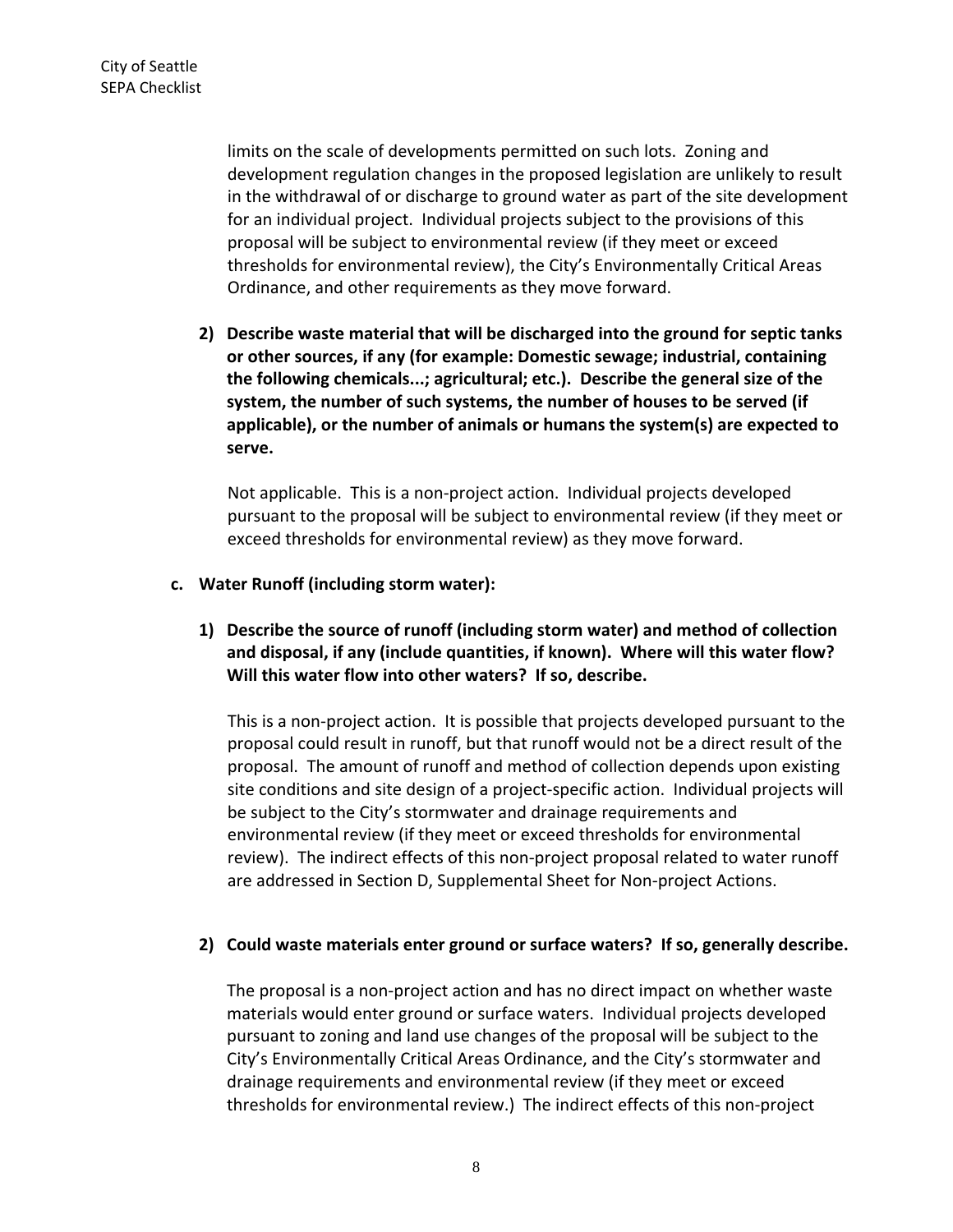limits on the scale of developments permitted on such lots. Zoning and development regulation changes in the proposed legislation are unlikely to result in the withdrawal of or discharge to ground water as part of the site development for an individual project. Individual projects subject to the provisions of this proposal will be subject to environmental review (if they meet or exceed thresholds for environmental review), the City's Environmentally Critical Areas Ordinance, and other requirements as they move forward.

**2) Describe waste material that will be discharged into the ground for septic tanks or other sources, if any (for example: Domestic sewage; industrial, containing the following chemicals...; agricultural; etc.). Describe the general size of the system, the number of such systems, the number of houses to be served (if applicable), or the number of animals or humans the system(s) are expected to serve.**

Not applicable. This is a non-project action. Individual projects developed pursuant to the proposal will be subject to environmental review (if they meet or exceed thresholds for environmental review) as they move forward.

**c. Water Runoff (including storm water):**

**1) Describe the source of runoff (including storm water) and method of collection and disposal, if any (include quantities, if known). Where will this water flow? Will this water flow into other waters? If so, describe.**

This is a non-project action. It is possible that projects developed pursuant to the proposal could result in runoff, but that runoff would not be a direct result of the proposal. The amount of runoff and method of collection depends upon existing site conditions and site design of a project-specific action. Individual projects will be subject to the City's stormwater and drainage requirements and environmental review (if they meet or exceed thresholds for environmental review). The indirect effects of this non-project proposal related to water runoff are addressed in Section D, Supplemental Sheet for Non-project Actions.

**2) Could waste materials enter ground or surface waters? If so, generally describe.**

The proposal is a non-project action and has no direct impact on whether waste materials would enter ground or surface waters. Individual projects developed pursuant to zoning and land use changes of the proposal will be subject to the City's Environmentally Critical Areas Ordinance, and the City's stormwater and drainage requirements and environmental review (if they meet or exceed thresholds for environmental review.) The indirect effects of this non-project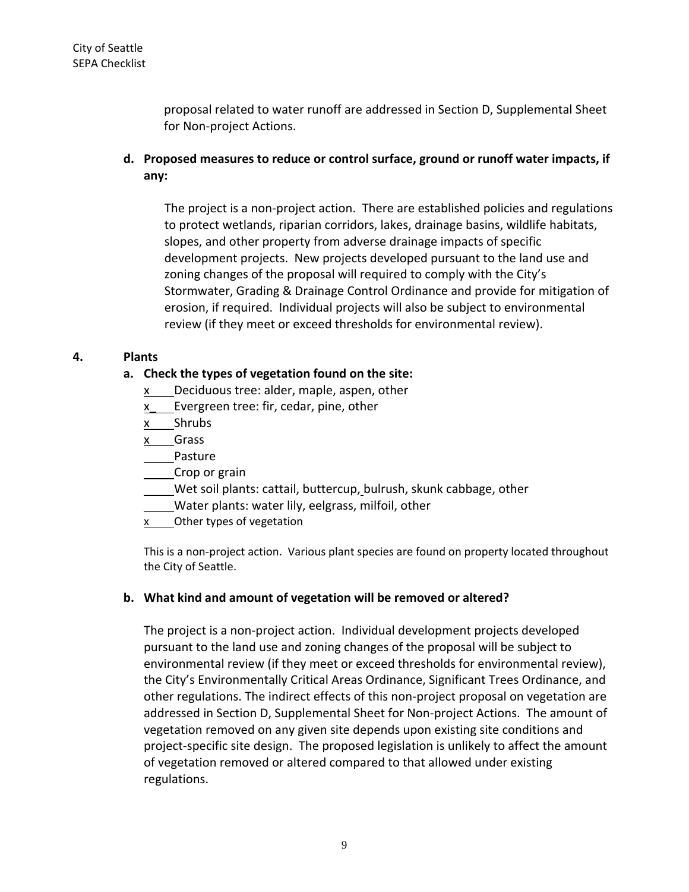proposal related to water runoff are addressed in Section D, Supplemental Sheet for Non-project Actions.

**d. Proposed measures to reduce or control surface, ground or runoff water impacts, if any:**

The project is a non-project action. There are established policies and regulations to protect wetlands, riparian corridors, lakes, drainage basins, wildlife habitats, slopes, and other property from adverse drainage impacts of specific development projects. New projects developed pursuant to the land use and zoning changes of the proposal will required to comply with the City's Stormwater, Grading & Drainage Control Ordinance and provide for mitigation of erosion, if required. Individual projects will also be subject to environmental review (if they meet or exceed thresholds for environmental review).

**4. Plants**

**a. Check the types of vegetation found on the site:**

- x Deciduous tree: alder, maple, aspen, other
- x Evergreen tree: fir, cedar, pine, other
- x Shrubs
- x Grass
- ____ Pasture
- ____ Crop or grain
- ____ Wet soil plants: cattail, buttercup, bulrush, skunk cabbage, other
- ____ Water plants: water lily, eelgrass, milfoil, other
- x Other types of vegetation

This is a non-project action. Various plant species are found on property located throughout the City of Seattle.

**b. What kind and amount of vegetation will be removed or altered?**

The project is a non-project action. Individual development projects developed pursuant to the land use and zoning changes of the proposal will be subject to environmental review (if they meet or exceed thresholds for environmental review), the City's Environmentally Critical Areas Ordinance, Significant Trees Ordinance, and other regulations. The indirect effects of this non-project proposal on vegetation are addressed in Section D, Supplemental Sheet for Non-project Actions. The amount of vegetation removed on any given site depends upon existing site conditions and project-specific site design. The proposed legislation is unlikely to affect the amount of vegetation removed or altered compared to that allowed under existing regulations.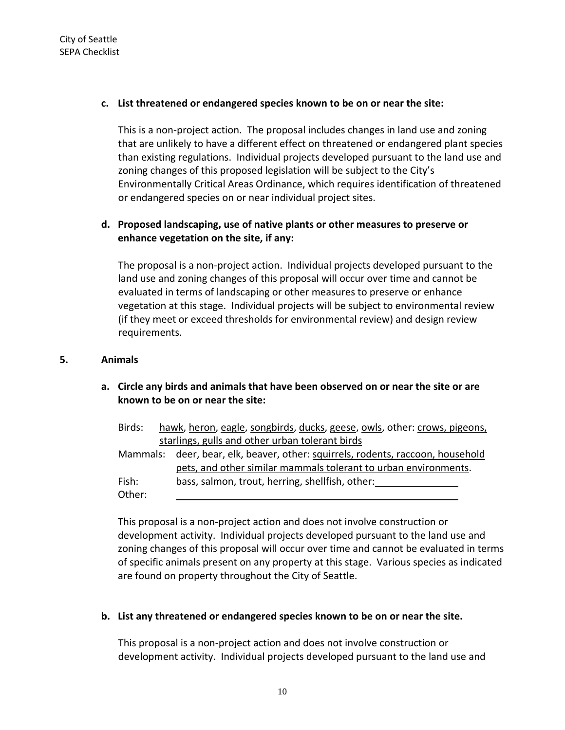**c. List threatened or endangered species known to be on or near the site:**

This is a non-project action. The proposal includes changes in land use and zoning that are unlikely to have a different effect on threatened or endangered plant species than existing regulations. Individual projects developed pursuant to the land use and zoning changes of this proposed legislation will be subject to the City's Environmentally Critical Areas Ordinance, which requires identification of threatened or endangered species on or near individual project sites.

**d. Proposed landscaping, use of native plants or other measures to preserve or enhance vegetation on the site, if any:**

The proposal is a non-project action. Individual projects developed pursuant to the land use and zoning changes of this proposal will occur over time and cannot be evaluated in terms of landscaping or other measures to preserve or enhance vegetation at this stage. Individual projects will be subject to environmental review (if they meet or exceed thresholds for environmental review) and design review requirements.

## 5. Animals

**a. Circle any birds and animals that have been observed on or near the site or are known to be on or near the site:**

Birds: <u>hawk</u>, <u>heron</u>, <u>eagle</u>, <u>songbirds</u>, <u>ducks</u>, <u>geese</u>, <u>owls</u>, other: <u>crows, pigeons, starlings, gulls and other urban tolerant birds</u>

Mammals: deer, bear, elk, beaver, other: <u>squirrels, rodents, raccoon, household pets, and other similar mammals tolerant to urban environments</u>.

Fish: bass, salmon, trout, herring, shellfish, other: \_\_\_\_\_\_\_\_\_\_\_\_\_\_\_

Other: \_\_\_\_\_\_\_\_\_\_\_\_\_\_\_\_\_\_\_\_\_\_\_\_\_\_\_\_\_\_\_\_\_\_\_\_\_\_\_\_\_\_\_\_

This proposal is a non-project action and does not involve construction or development activity. Individual projects developed pursuant to the land use and zoning changes of this proposal will occur over time and cannot be evaluated in terms of specific animals present on any property at this stage. Various species as indicated are found on property throughout the City of Seattle.

**b. List any threatened or endangered species known to be on or near the site.**

This proposal is a non-project action and does not involve construction or development activity. Individual projects developed pursuant to the land use and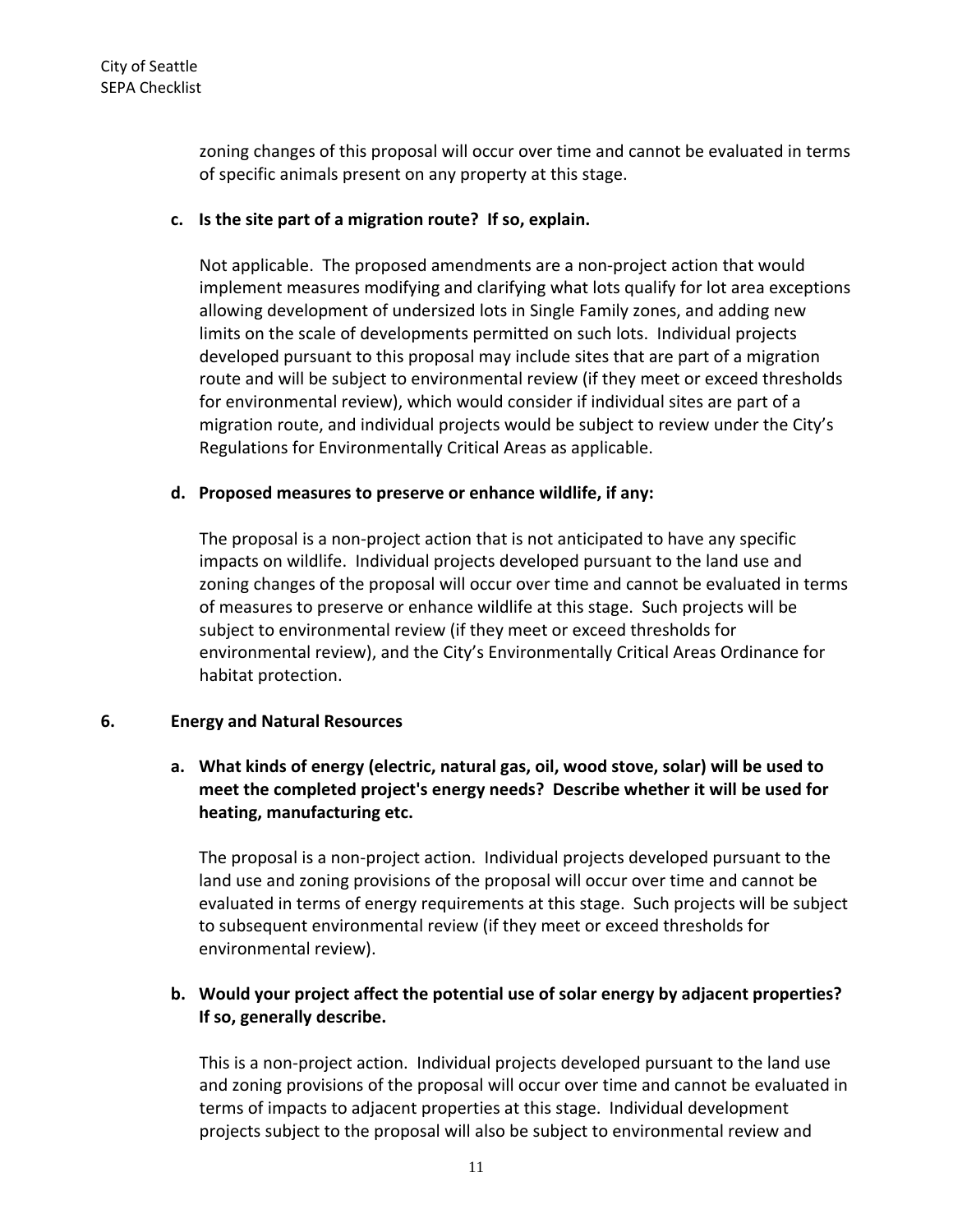zoning changes of this proposal will occur over time and cannot be evaluated in terms of specific animals present on any property at this stage.

**c. Is the site part of a migration route? If so, explain.**

Not applicable. The proposed amendments are a non-project action that would implement measures modifying and clarifying what lots qualify for lot area exceptions allowing development of undersized lots in Single Family zones, and adding new limits on the scale of developments permitted on such lots. Individual projects developed pursuant to this proposal may include sites that are part of a migration route and will be subject to environmental review (if they meet or exceed thresholds for environmental review), which would consider if individual sites are part of a migration route, and individual projects would be subject to review under the City's Regulations for Environmentally Critical Areas as applicable.

**d. Proposed measures to preserve or enhance wildlife, if any:**

The proposal is a non-project action that is not anticipated to have any specific impacts on wildlife. Individual projects developed pursuant to the land use and zoning changes of the proposal will occur over time and cannot be evaluated in terms of measures to preserve or enhance wildlife at this stage. Such projects will be subject to environmental review (if they meet or exceed thresholds for environmental review), and the City's Environmentally Critical Areas Ordinance for habitat protection.

## 6. Energy and Natural Resources

**a. What kinds of energy (electric, natural gas, oil, wood stove, solar) will be used to meet the completed project's energy needs? Describe whether it will be used for heating, manufacturing etc.**

The proposal is a non-project action. Individual projects developed pursuant to the land use and zoning provisions of the proposal will occur over time and cannot be evaluated in terms of energy requirements at this stage. Such projects will be subject to subsequent environmental review (if they meet or exceed thresholds for environmental review).

**b. Would your project affect the potential use of solar energy by adjacent properties? If so, generally describe.**

This is a non-project action. Individual projects developed pursuant to the land use and zoning provisions of the proposal will occur over time and cannot be evaluated in terms of impacts to adjacent properties at this stage. Individual development projects subject to the proposal will also be subject to environmental review and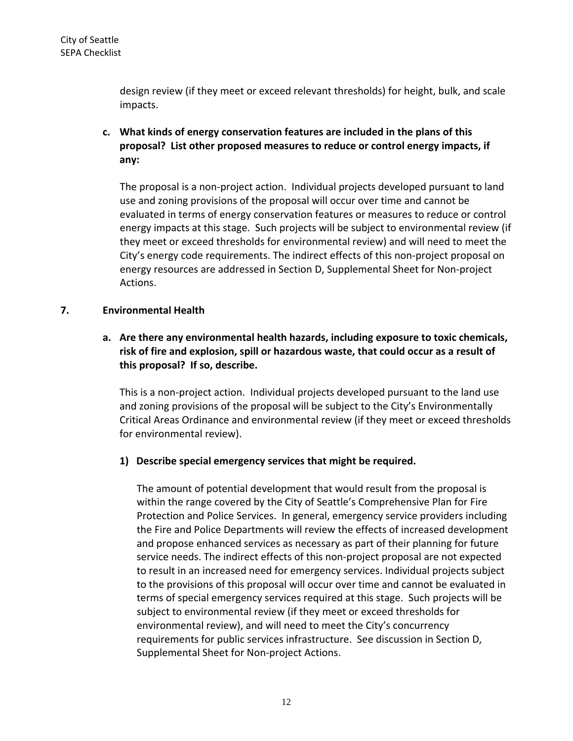design review (if they meet or exceed relevant thresholds) for height, bulk, and scale impacts.

**c. What kinds of energy conservation features are included in the plans of this proposal? List other proposed measures to reduce or control energy impacts, if any:**

The proposal is a non-project action. Individual projects developed pursuant to land use and zoning provisions of the proposal will occur over time and cannot be evaluated in terms of energy conservation features or measures to reduce or control energy impacts at this stage. Such projects will be subject to environmental review (if they meet or exceed thresholds for environmental review) and will need to meet the City's energy code requirements. The indirect effects of this non-project proposal on energy resources are addressed in Section D, Supplemental Sheet for Non-project Actions.

## 7. Environmental Health

**a. Are there any environmental health hazards, including exposure to toxic chemicals, risk of fire and explosion, spill or hazardous waste, that could occur as a result of this proposal? If so, describe.**

This is a non-project action. Individual projects developed pursuant to the land use and zoning provisions of the proposal will be subject to the City's Environmentally Critical Areas Ordinance and environmental review (if they meet or exceed thresholds for environmental review).

**1) Describe special emergency services that might be required.**

The amount of potential development that would result from the proposal is within the range covered by the City of Seattle's Comprehensive Plan for Fire Protection and Police Services. In general, emergency service providers including the Fire and Police Departments will review the effects of increased development and propose enhanced services as necessary as part of their planning for future service needs. The indirect effects of this non-project proposal are not expected to result in an increased need for emergency services. Individual projects subject to the provisions of this proposal will occur over time and cannot be evaluated in terms of special emergency services required at this stage. Such projects will be subject to environmental review (if they meet or exceed thresholds for environmental review), and will need to meet the City's concurrency requirements for public services infrastructure. See discussion in Section D, Supplemental Sheet for Non-project Actions.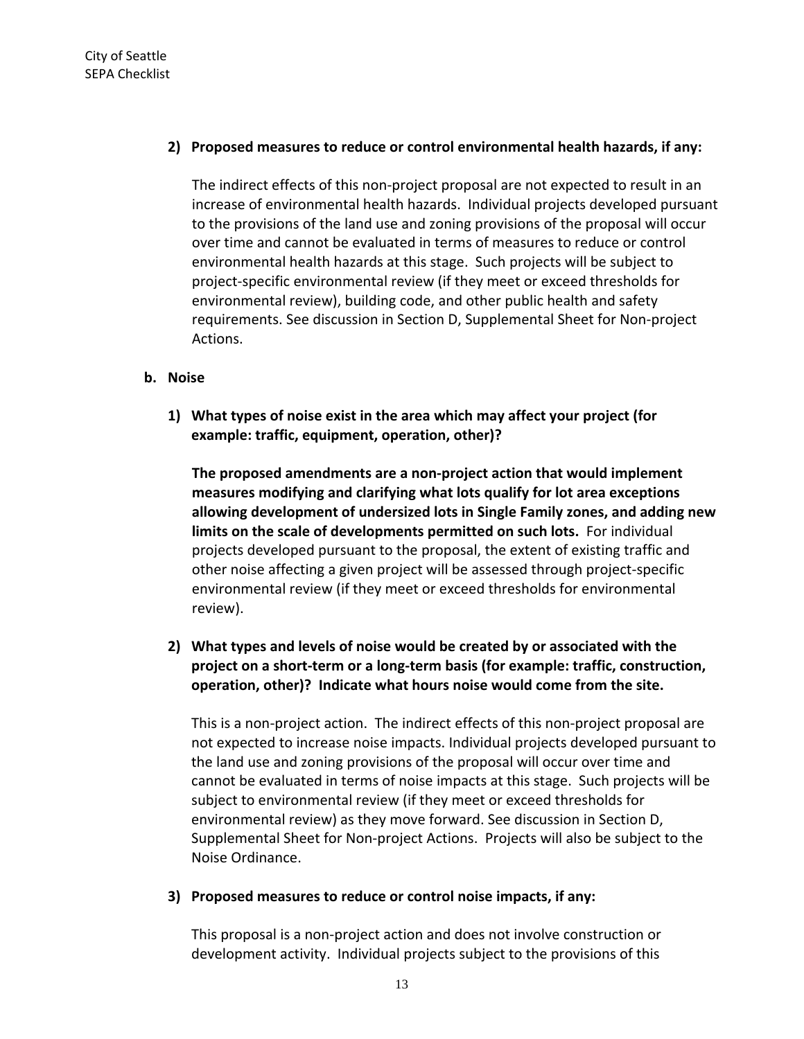**2) Proposed measures to reduce or control environmental health hazards, if any:**

The indirect effects of this non-project proposal are not expected to result in an increase of environmental health hazards. Individual projects developed pursuant to the provisions of the land use and zoning provisions of the proposal will occur over time and cannot be evaluated in terms of measures to reduce or control environmental health hazards at this stage. Such projects will be subject to project-specific environmental review (if they meet or exceed thresholds for environmental review), building code, and other public health and safety requirements. See discussion in Section D, Supplemental Sheet for Non-project Actions.

**b. Noise**

**1) What types of noise exist in the area which may affect your project (for example: traffic, equipment, operation, other)?**

**The proposed amendments are a non-project action that would implement measures modifying and clarifying what lots qualify for lot area exceptions allowing development of undersized lots in Single Family zones, and adding new limits on the scale of developments permitted on such lots.** For individual projects developed pursuant to the proposal, the extent of existing traffic and other noise affecting a given project will be assessed through project-specific environmental review (if they meet or exceed thresholds for environmental review).

**2) What types and levels of noise would be created by or associated with the project on a short-term or a long-term basis (for example: traffic, construction, operation, other)? Indicate what hours noise would come from the site.**

This is a non-project action. The indirect effects of this non-project proposal are not expected to increase noise impacts. Individual projects developed pursuant to the land use and zoning provisions of the proposal will occur over time and cannot be evaluated in terms of noise impacts at this stage. Such projects will be subject to environmental review (if they meet or exceed thresholds for environmental review) as they move forward. See discussion in Section D, Supplemental Sheet for Non-project Actions. Projects will also be subject to the Noise Ordinance.

**3) Proposed measures to reduce or control noise impacts, if any:**

This proposal is a non-project action and does not involve construction or development activity. Individual projects subject to the provisions of this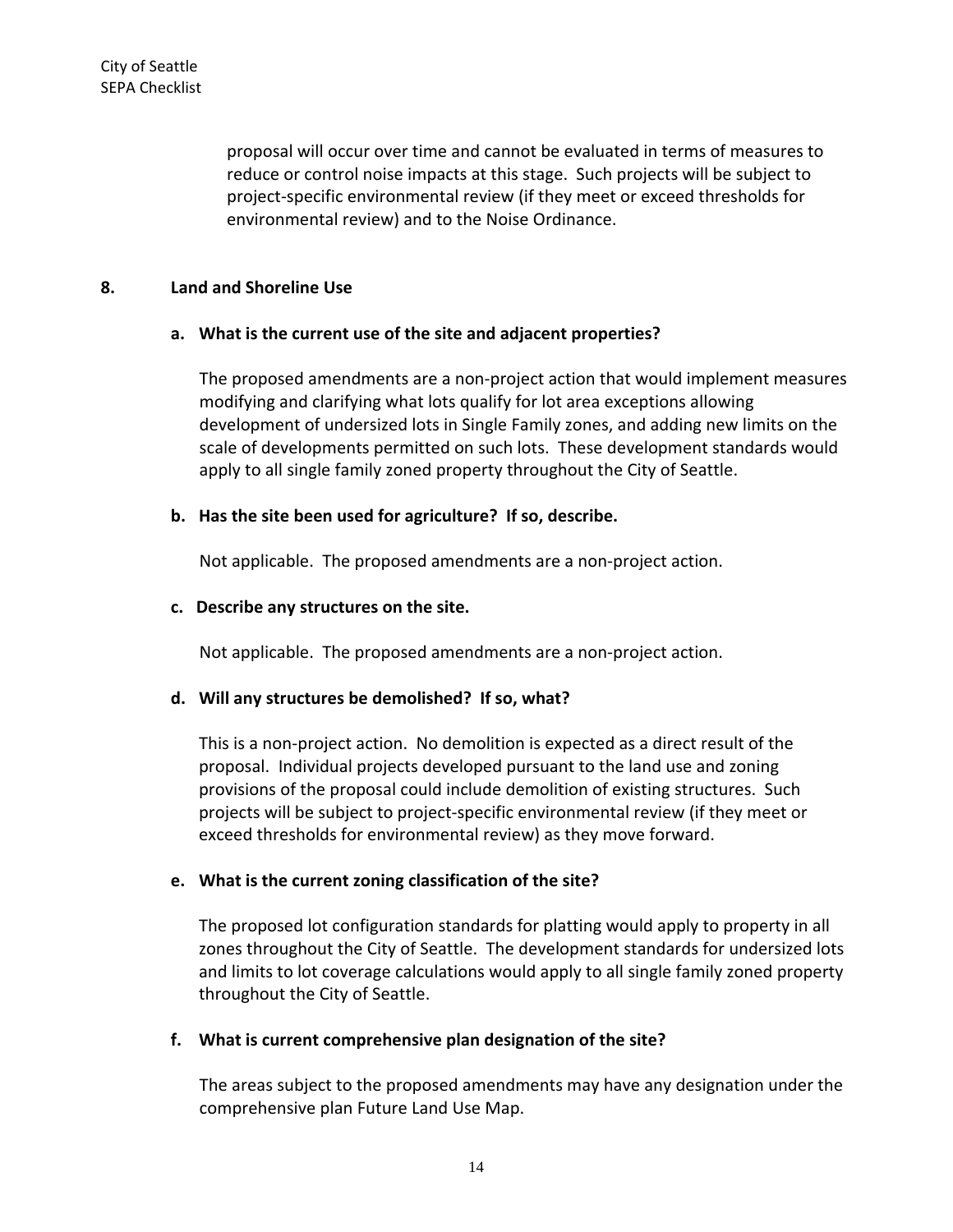proposal will occur over time and cannot be evaluated in terms of measures to reduce or control noise impacts at this stage. Such projects will be subject to project-specific environmental review (if they meet or exceed thresholds for environmental review) and to the Noise Ordinance.

## 8. Land and Shoreline Use

**a. What is the current use of the site and adjacent properties?**

The proposed amendments are a non-project action that would implement measures modifying and clarifying what lots qualify for lot area exceptions allowing development of undersized lots in Single Family zones, and adding new limits on the scale of developments permitted on such lots. These development standards would apply to all single family zoned property throughout the City of Seattle.

**b. Has the site been used for agriculture? If so, describe.**

Not applicable. The proposed amendments are a non-project action.

**c. Describe any structures on the site.**

Not applicable. The proposed amendments are a non-project action.

**d. Will any structures be demolished? If so, what?**

This is a non-project action. No demolition is expected as a direct result of the proposal. Individual projects developed pursuant to the land use and zoning provisions of the proposal could include demolition of existing structures. Such projects will be subject to project-specific environmental review (if they meet or exceed thresholds for environmental review) as they move forward.

**e. What is the current zoning classification of the site?**

The proposed lot configuration standards for platting would apply to property in all zones throughout the City of Seattle. The development standards for undersized lots and limits to lot coverage calculations would apply to all single family zoned property throughout the City of Seattle.

**f. What is current comprehensive plan designation of the site?**

The areas subject to the proposed amendments may have any designation under the comprehensive plan Future Land Use Map.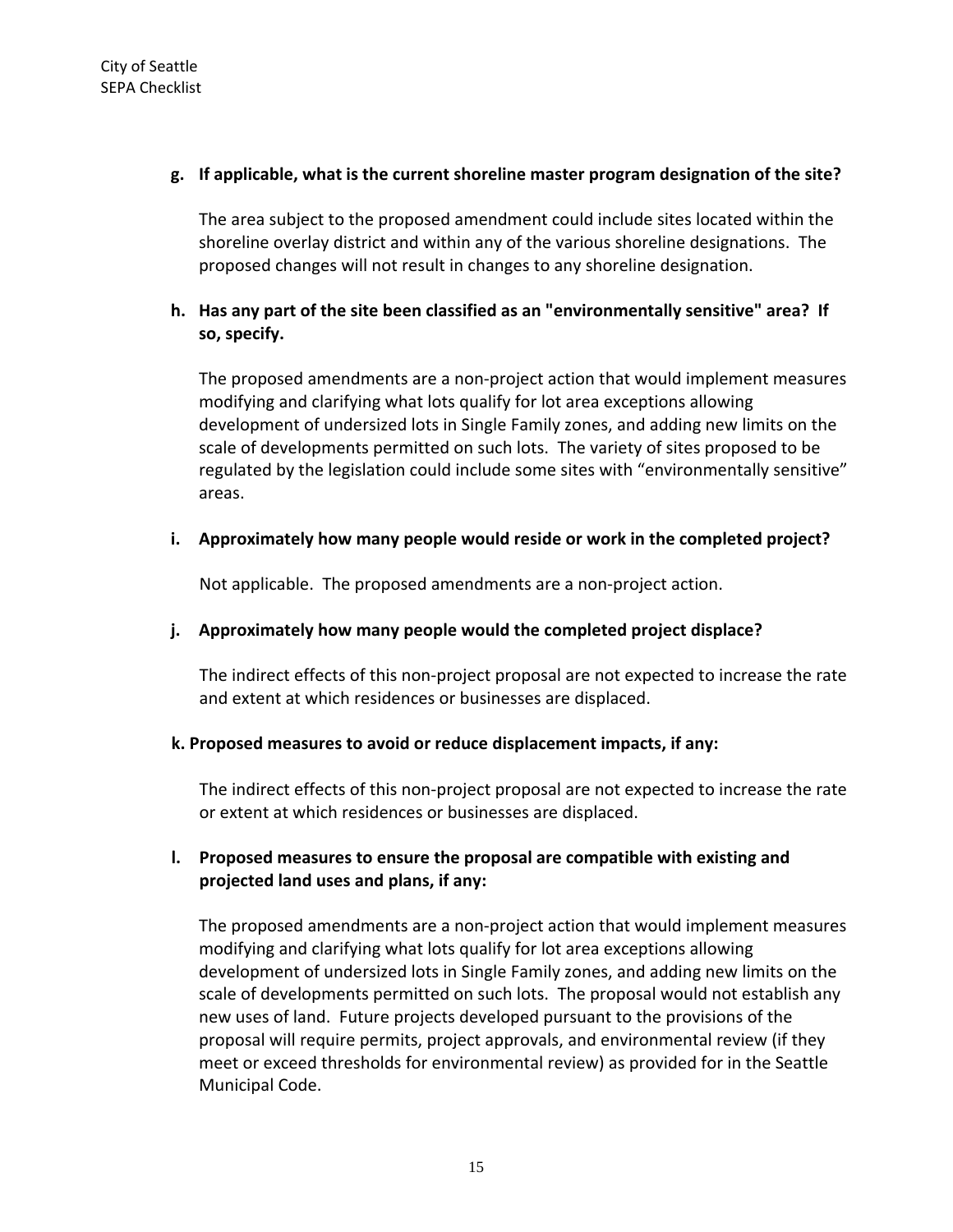**g. If applicable, what is the current shoreline master program designation of the site?**

The area subject to the proposed amendment could include sites located within the shoreline overlay district and within any of the various shoreline designations. The proposed changes will not result in changes to any shoreline designation.

**h. Has any part of the site been classified as an "environmentally sensitive" area? If so, specify.**

The proposed amendments are a non-project action that would implement measures modifying and clarifying what lots qualify for lot area exceptions allowing development of undersized lots in Single Family zones, and adding new limits on the scale of developments permitted on such lots. The variety of sites proposed to be regulated by the legislation could include some sites with "environmentally sensitive" areas.

**i. Approximately how many people would reside or work in the completed project?**

Not applicable. The proposed amendments are a non-project action.

**j. Approximately how many people would the completed project displace?**

The indirect effects of this non-project proposal are not expected to increase the rate and extent at which residences or businesses are displaced.

**k. Proposed measures to avoid or reduce displacement impacts, if any:**

The indirect effects of this non-project proposal are not expected to increase the rate or extent at which residences or businesses are displaced.

**l. Proposed measures to ensure the proposal are compatible with existing and projected land uses and plans, if any:**

The proposed amendments are a non-project action that would implement measures modifying and clarifying what lots qualify for lot area exceptions allowing development of undersized lots in Single Family zones, and adding new limits on the scale of developments permitted on such lots. The proposal would not establish any new uses of land. Future projects developed pursuant to the provisions of the proposal will require permits, project approvals, and environmental review (if they meet or exceed thresholds for environmental review) as provided for in the Seattle Municipal Code.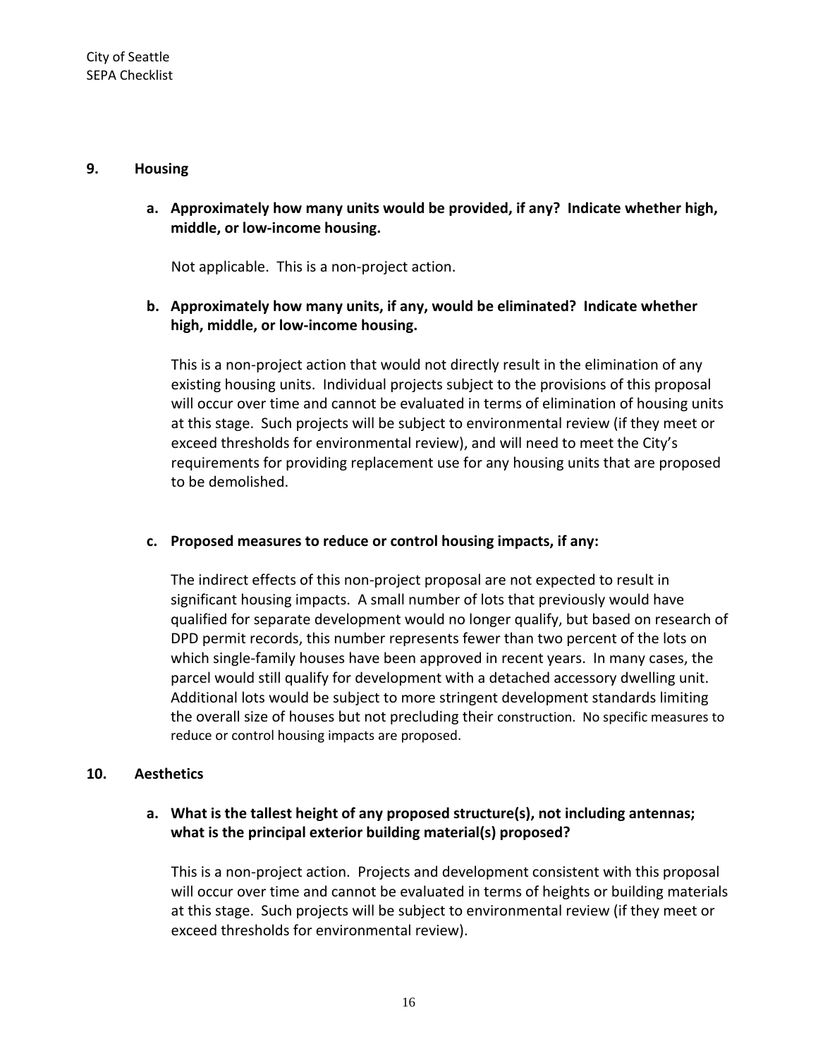## 9. Housing

**a. Approximately how many units would be provided, if any? Indicate whether high, middle, or low-income housing.**

Not applicable. This is a non-project action.

**b. Approximately how many units, if any, would be eliminated? Indicate whether high, middle, or low-income housing.**

This is a non-project action that would not directly result in the elimination of any existing housing units. Individual projects subject to the provisions of this proposal will occur over time and cannot be evaluated in terms of elimination of housing units at this stage. Such projects will be subject to environmental review (if they meet or exceed thresholds for environmental review), and will need to meet the City's requirements for providing replacement use for any housing units that are proposed to be demolished.

**c. Proposed measures to reduce or control housing impacts, if any:**

The indirect effects of this non-project proposal are not expected to result in significant housing impacts. A small number of lots that previously would have qualified for separate development would no longer qualify, but based on research of DPD permit records, this number represents fewer than two percent of the lots on which single-family houses have been approved in recent years. In many cases, the parcel would still qualify for development with a detached accessory dwelling unit. Additional lots would be subject to more stringent development standards limiting the overall size of houses but not precluding their construction. No specific measures to reduce or control housing impacts are proposed.

## 10. Aesthetics

**a. What is the tallest height of any proposed structure(s), not including antennas; what is the principal exterior building material(s) proposed?**

This is a non-project action. Projects and development consistent with this proposal will occur over time and cannot be evaluated in terms of heights or building materials at this stage. Such projects will be subject to environmental review (if they meet or exceed thresholds for environmental review).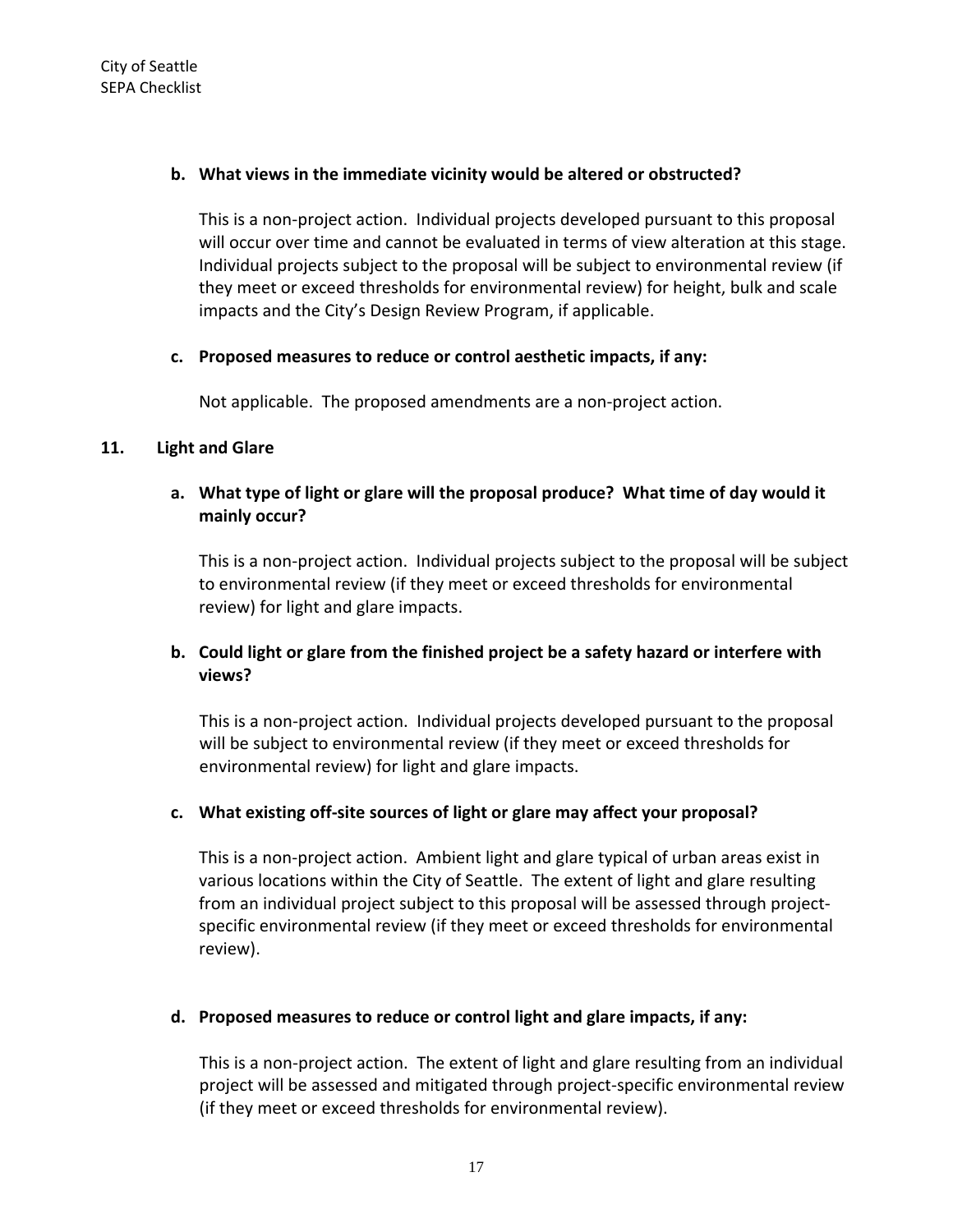**b. What views in the immediate vicinity would be altered or obstructed?**

This is a non-project action. Individual projects developed pursuant to this proposal will occur over time and cannot be evaluated in terms of view alteration at this stage. Individual projects subject to the proposal will be subject to environmental review (if they meet or exceed thresholds for environmental review) for height, bulk and scale impacts and the City's Design Review Program, if applicable.

**c. Proposed measures to reduce or control aesthetic impacts, if any:**

Not applicable. The proposed amendments are a non-project action.

**11. Light and Glare**

**a. What type of light or glare will the proposal produce? What time of day would it mainly occur?**

This is a non-project action. Individual projects subject to the proposal will be subject to environmental review (if they meet or exceed thresholds for environmental review) for light and glare impacts.

**b. Could light or glare from the finished project be a safety hazard or interfere with views?**

This is a non-project action. Individual projects developed pursuant to the proposal will be subject to environmental review (if they meet or exceed thresholds for environmental review) for light and glare impacts.

**c. What existing off-site sources of light or glare may affect your proposal?**

This is a non-project action. Ambient light and glare typical of urban areas exist in various locations within the City of Seattle. The extent of light and glare resulting from an individual project subject to this proposal will be assessed through project-specific environmental review (if they meet or exceed thresholds for environmental review).

**d. Proposed measures to reduce or control light and glare impacts, if any:**

This is a non-project action. The extent of light and glare resulting from an individual project will be assessed and mitigated through project-specific environmental review (if they meet or exceed thresholds for environmental review).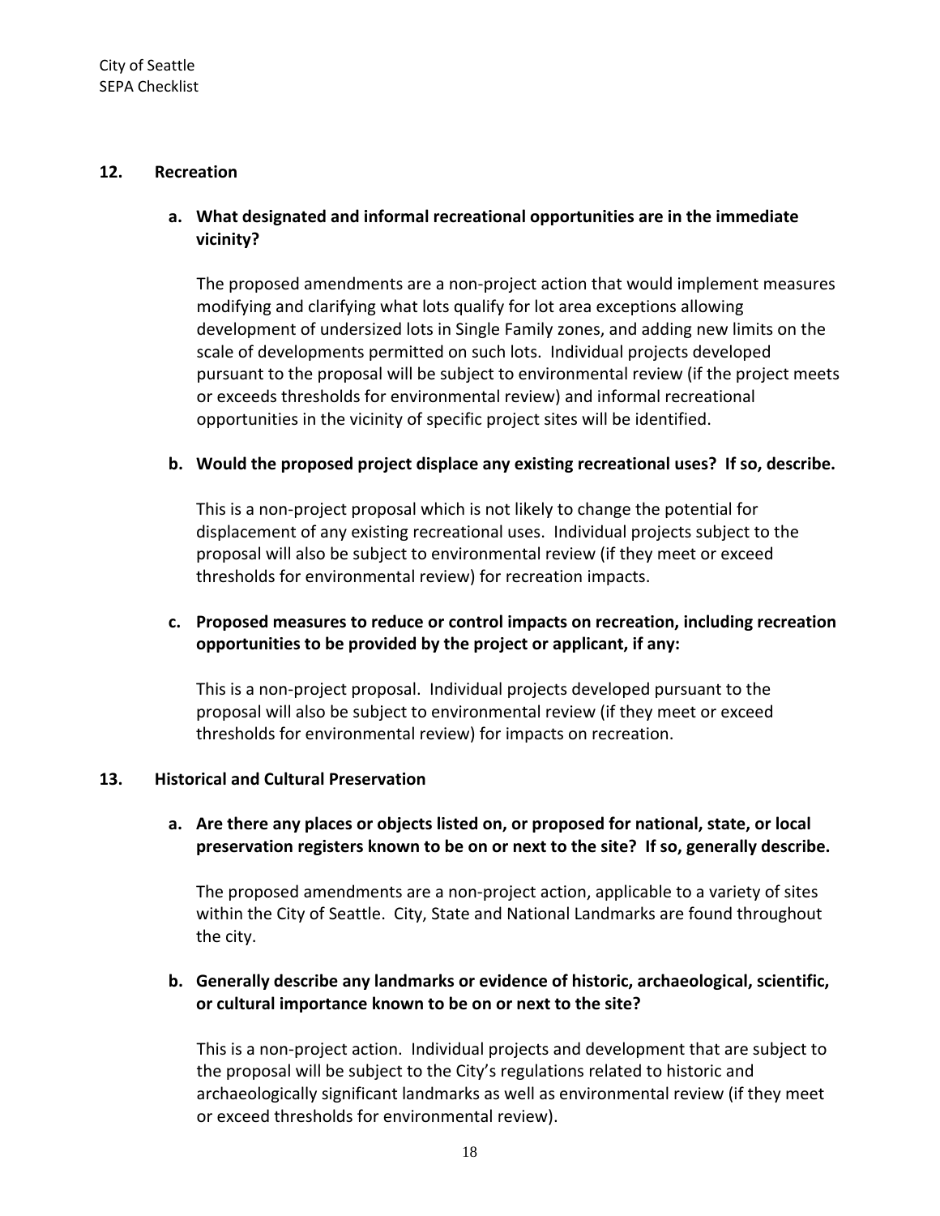## 12. Recreation

**a. What designated and informal recreational opportunities are in the immediate vicinity?**

The proposed amendments are a non-project action that would implement measures modifying and clarifying what lots qualify for lot area exceptions allowing development of undersized lots in Single Family zones, and adding new limits on the scale of developments permitted on such lots. Individual projects developed pursuant to the proposal will be subject to environmental review (if the project meets or exceeds thresholds for environmental review) and informal recreational opportunities in the vicinity of specific project sites will be identified.

**b. Would the proposed project displace any existing recreational uses? If so, describe.**

This is a non-project proposal which is not likely to change the potential for displacement of any existing recreational uses. Individual projects subject to the proposal will also be subject to environmental review (if they meet or exceed thresholds for environmental review) for recreation impacts.

**c. Proposed measures to reduce or control impacts on recreation, including recreation opportunities to be provided by the project or applicant, if any:**

This is a non-project proposal. Individual projects developed pursuant to the proposal will also be subject to environmental review (if they meet or exceed thresholds for environmental review) for impacts on recreation.

## 13. Historical and Cultural Preservation

**a. Are there any places or objects listed on, or proposed for national, state, or local preservation registers known to be on or next to the site? If so, generally describe.**

The proposed amendments are a non-project action, applicable to a variety of sites within the City of Seattle. City, State and National Landmarks are found throughout the city.

**b. Generally describe any landmarks or evidence of historic, archaeological, scientific, or cultural importance known to be on or next to the site?**

This is a non-project action. Individual projects and development that are subject to the proposal will be subject to the City's regulations related to historic and archaeologically significant landmarks as well as environmental review (if they meet or exceed thresholds for environmental review).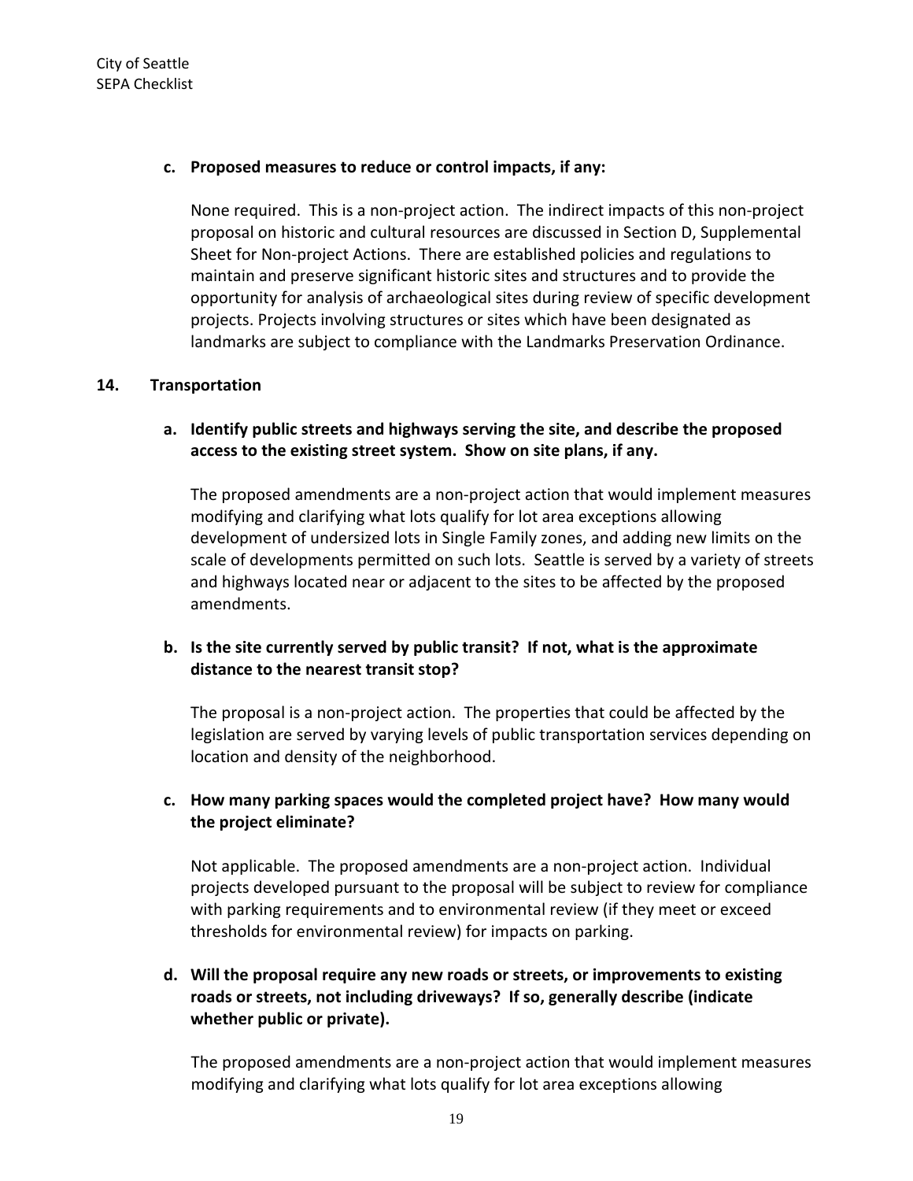**c. Proposed measures to reduce or control impacts, if any:**

None required. This is a non-project action. The indirect impacts of this non-project proposal on historic and cultural resources are discussed in Section D, Supplemental Sheet for Non-project Actions. There are established policies and regulations to maintain and preserve significant historic sites and structures and to provide the opportunity for analysis of archaeological sites during review of specific development projects. Projects involving structures or sites which have been designated as landmarks are subject to compliance with the Landmarks Preservation Ordinance.

## 14. Transportation

**a. Identify public streets and highways serving the site, and describe the proposed access to the existing street system. Show on site plans, if any.**

The proposed amendments are a non-project action that would implement measures modifying and clarifying what lots qualify for lot area exceptions allowing development of undersized lots in Single Family zones, and adding new limits on the scale of developments permitted on such lots. Seattle is served by a variety of streets and highways located near or adjacent to the sites to be affected by the proposed amendments.

**b. Is the site currently served by public transit? If not, what is the approximate distance to the nearest transit stop?**

The proposal is a non-project action. The properties that could be affected by the legislation are served by varying levels of public transportation services depending on location and density of the neighborhood.

**c. How many parking spaces would the completed project have? How many would the project eliminate?**

Not applicable. The proposed amendments are a non-project action. Individual projects developed pursuant to the proposal will be subject to review for compliance with parking requirements and to environmental review (if they meet or exceed thresholds for environmental review) for impacts on parking.

**d. Will the proposal require any new roads or streets, or improvements to existing roads or streets, not including driveways? If so, generally describe (indicate whether public or private).**

The proposed amendments are a non-project action that would implement measures modifying and clarifying what lots qualify for lot area exceptions allowing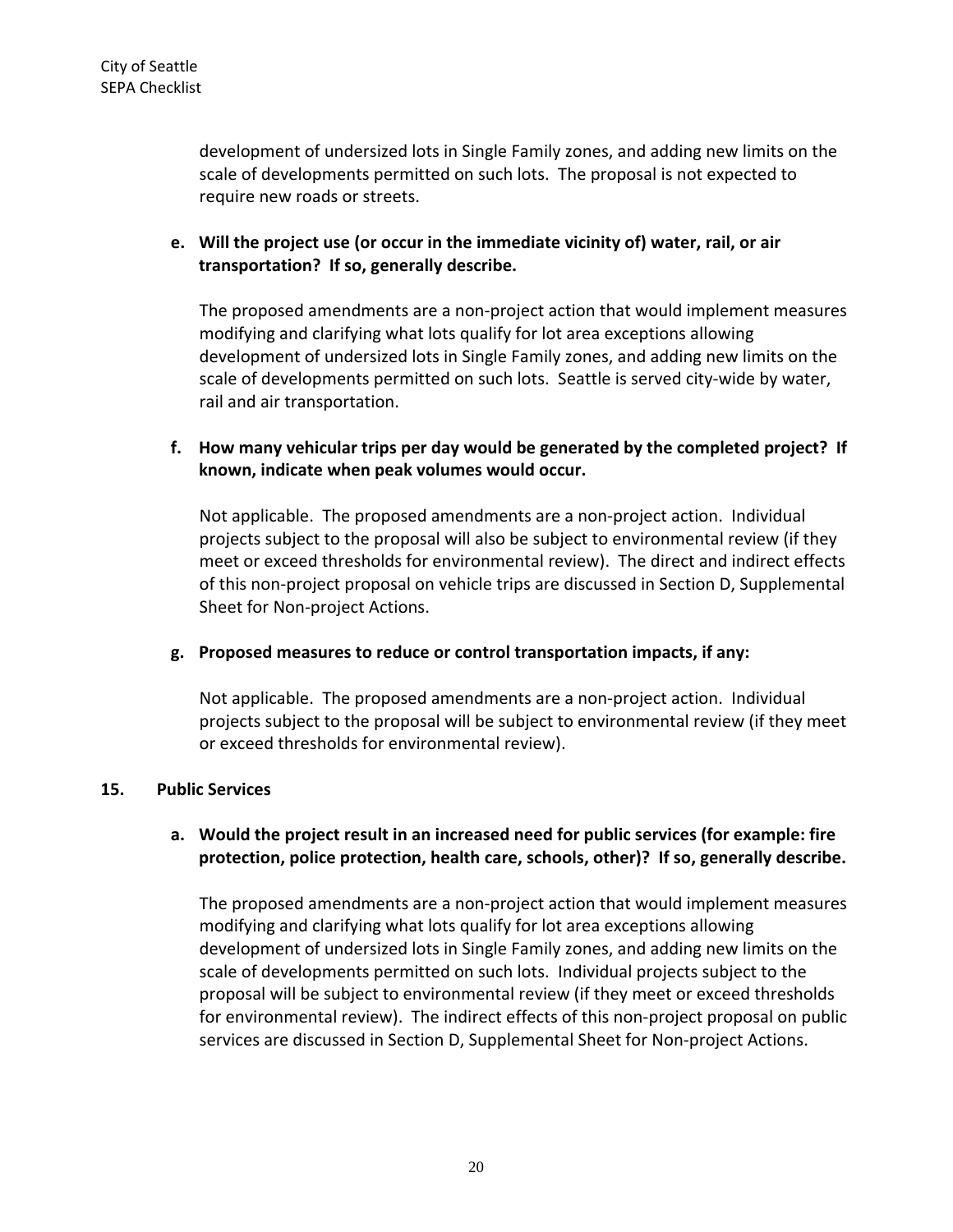development of undersized lots in Single Family zones, and adding new limits on the scale of developments permitted on such lots. The proposal is not expected to require new roads or streets.

**e. Will the project use (or occur in the immediate vicinity of) water, rail, or air transportation? If so, generally describe.**

The proposed amendments are a non-project action that would implement measures modifying and clarifying what lots qualify for lot area exceptions allowing development of undersized lots in Single Family zones, and adding new limits on the scale of developments permitted on such lots. Seattle is served city-wide by water, rail and air transportation.

**f. How many vehicular trips per day would be generated by the completed project? If known, indicate when peak volumes would occur.**

Not applicable. The proposed amendments are a non-project action. Individual projects subject to the proposal will also be subject to environmental review (if they meet or exceed thresholds for environmental review). The direct and indirect effects of this non-project proposal on vehicle trips are discussed in Section D, Supplemental Sheet for Non-project Actions.

**g. Proposed measures to reduce or control transportation impacts, if any:**

Not applicable. The proposed amendments are a non-project action. Individual projects subject to the proposal will be subject to environmental review (if they meet or exceed thresholds for environmental review).

## 15. Public Services

**a. Would the project result in an increased need for public services (for example: fire protection, police protection, health care, schools, other)? If so, generally describe.**

The proposed amendments are a non-project action that would implement measures modifying and clarifying what lots qualify for lot area exceptions allowing development of undersized lots in Single Family zones, and adding new limits on the scale of developments permitted on such lots. Individual projects subject to the proposal will be subject to environmental review (if they meet or exceed thresholds for environmental review). The indirect effects of this non-project proposal on public services are discussed in Section D, Supplemental Sheet for Non-project Actions.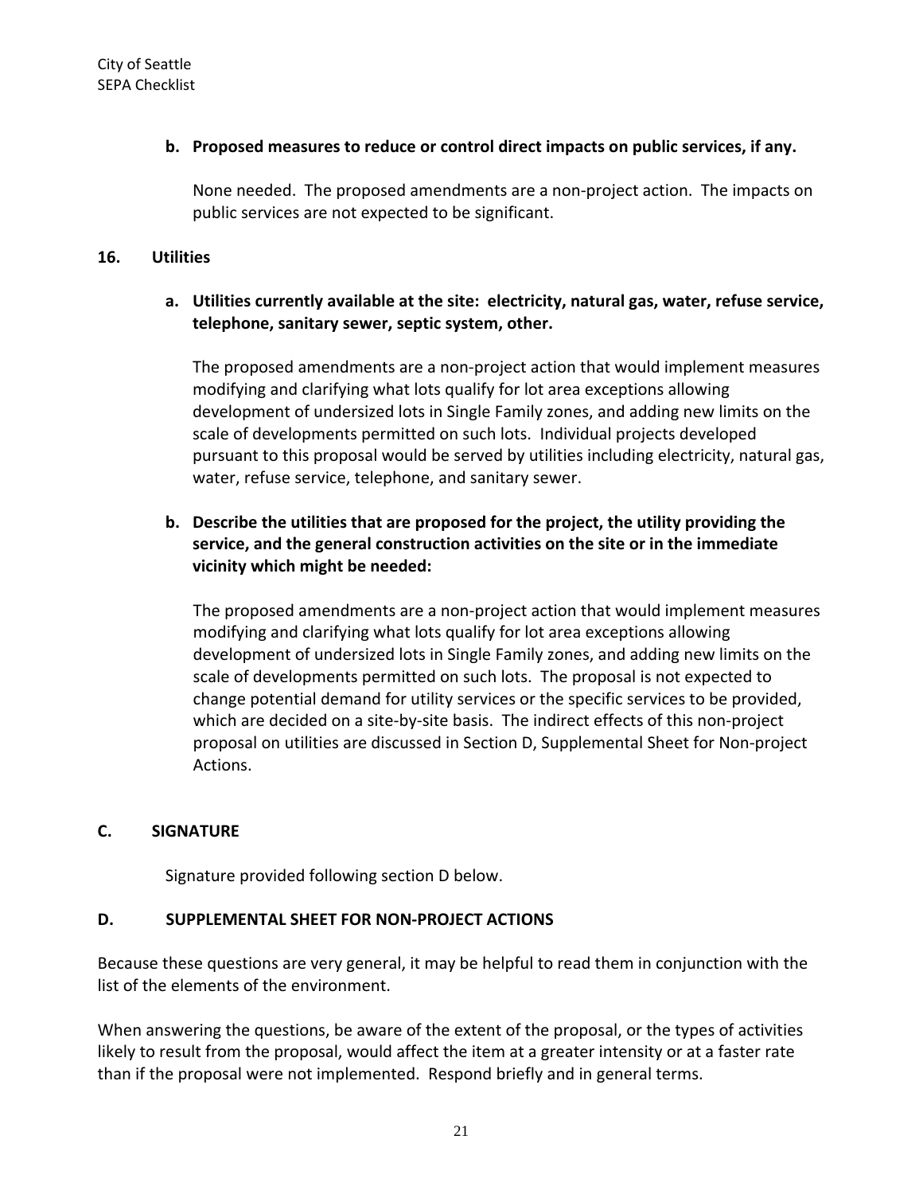**b. Proposed measures to reduce or control direct impacts on public services, if any.**

None needed. The proposed amendments are a non-project action. The impacts on public services are not expected to be significant.

## 16. Utilities

**a. Utilities currently available at the site: electricity, natural gas, water, refuse service, telephone, sanitary sewer, septic system, other.**

The proposed amendments are a non-project action that would implement measures modifying and clarifying what lots qualify for lot area exceptions allowing development of undersized lots in Single Family zones, and adding new limits on the scale of developments permitted on such lots. Individual projects developed pursuant to this proposal would be served by utilities including electricity, natural gas, water, refuse service, telephone, and sanitary sewer.

**b. Describe the utilities that are proposed for the project, the utility providing the service, and the general construction activities on the site or in the immediate vicinity which might be needed:**

The proposed amendments are a non-project action that would implement measures modifying and clarifying what lots qualify for lot area exceptions allowing development of undersized lots in Single Family zones, and adding new limits on the scale of developments permitted on such lots. The proposal is not expected to change potential demand for utility services or the specific services to be provided, which are decided on a site-by-site basis. The indirect effects of this non-project proposal on utilities are discussed in Section D, Supplemental Sheet for Non-project Actions.

## C. SIGNATURE

Signature provided following section D below.

## D. SUPPLEMENTAL SHEET FOR NON-PROJECT ACTIONS

Because these questions are very general, it may be helpful to read them in conjunction with the list of the elements of the environment.

When answering the questions, be aware of the extent of the proposal, or the types of activities likely to result from the proposal, would affect the item at a greater intensity or at a faster rate than if the proposal were not implemented. Respond briefly and in general terms.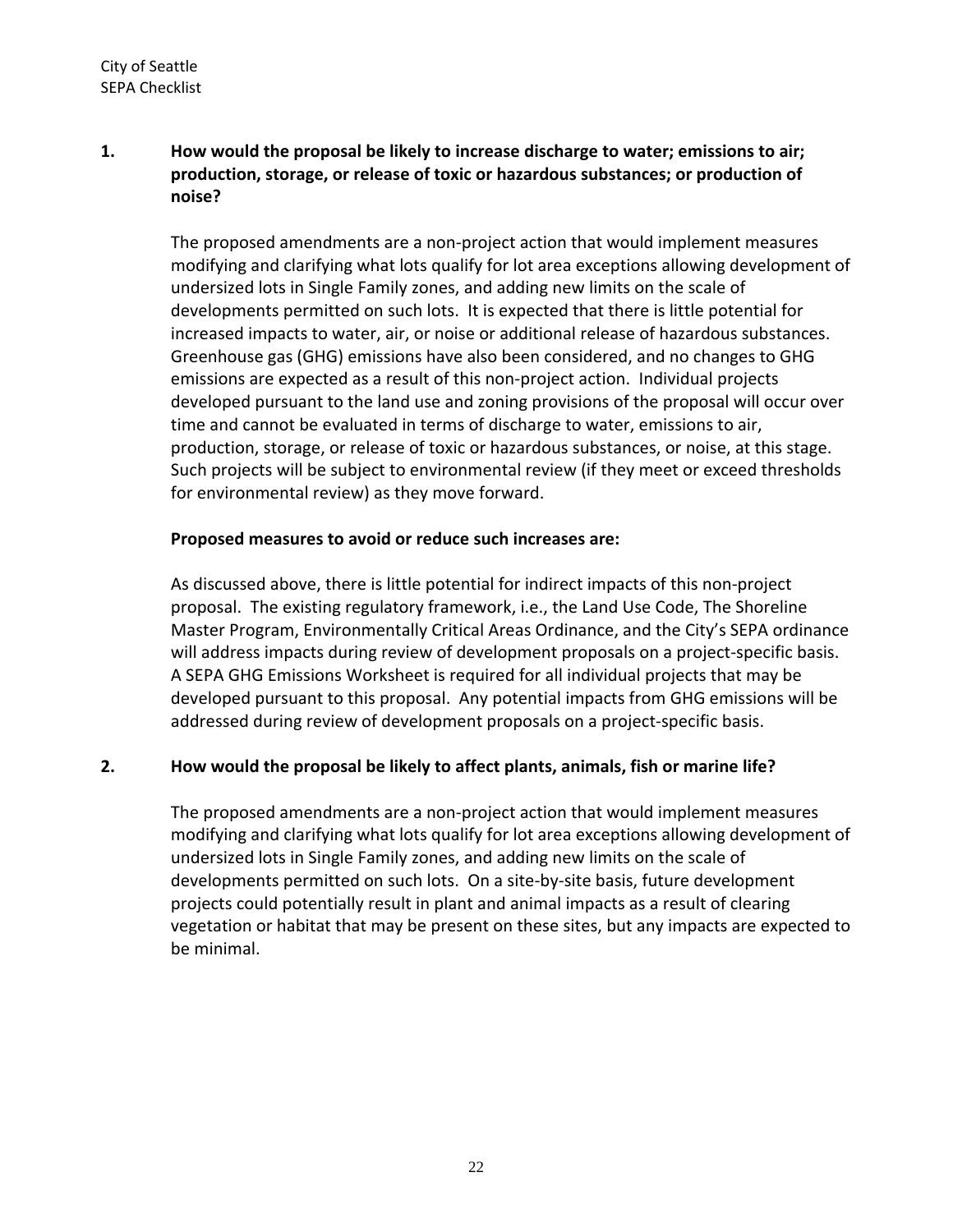**1. How would the proposal be likely to increase discharge to water; emissions to air; production, storage, or release of toxic or hazardous substances; or production of noise?**

The proposed amendments are a non-project action that would implement measures modifying and clarifying what lots qualify for lot area exceptions allowing development of undersized lots in Single Family zones, and adding new limits on the scale of developments permitted on such lots. It is expected that there is little potential for increased impacts to water, air, or noise or additional release of hazardous substances. Greenhouse gas (GHG) emissions have also been considered, and no changes to GHG emissions are expected as a result of this non-project action. Individual projects developed pursuant to the land use and zoning provisions of the proposal will occur over time and cannot be evaluated in terms of discharge to water, emissions to air, production, storage, or release of toxic or hazardous substances, or noise, at this stage. Such projects will be subject to environmental review (if they meet or exceed thresholds for environmental review) as they move forward.

**Proposed measures to avoid or reduce such increases are:**

As discussed above, there is little potential for indirect impacts of this non-project proposal. The existing regulatory framework, i.e., the Land Use Code, The Shoreline Master Program, Environmentally Critical Areas Ordinance, and the City's SEPA ordinance will address impacts during review of development proposals on a project-specific basis. A SEPA GHG Emissions Worksheet is required for all individual projects that may be developed pursuant to this proposal. Any potential impacts from GHG emissions will be addressed during review of development proposals on a project-specific basis.

**2. How would the proposal be likely to affect plants, animals, fish or marine life?**

The proposed amendments are a non-project action that would implement measures modifying and clarifying what lots qualify for lot area exceptions allowing development of undersized lots in Single Family zones, and adding new limits on the scale of developments permitted on such lots. On a site-by-site basis, future development projects could potentially result in plant and animal impacts as a result of clearing vegetation or habitat that may be present on these sites, but any impacts are expected to be minimal.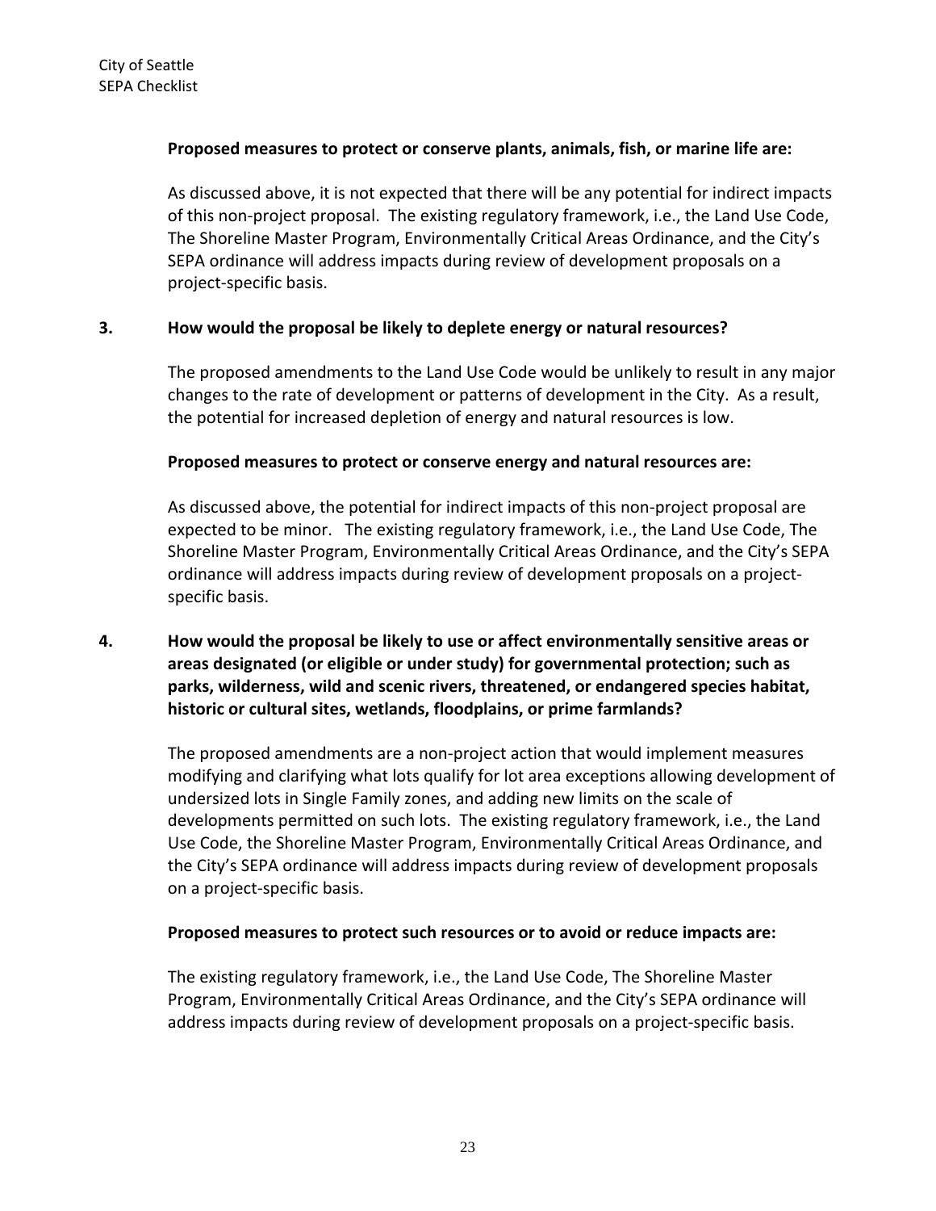**Proposed measures to protect or conserve plants, animals, fish, or marine life are:**

As discussed above, it is not expected that there will be any potential for indirect impacts of this non-project proposal. The existing regulatory framework, i.e., the Land Use Code, The Shoreline Master Program, Environmentally Critical Areas Ordinance, and the City's SEPA ordinance will address impacts during review of development proposals on a project-specific basis.

**3. How would the proposal be likely to deplete energy or natural resources?**

The proposed amendments to the Land Use Code would be unlikely to result in any major changes to the rate of development or patterns of development in the City. As a result, the potential for increased depletion of energy and natural resources is low.

**Proposed measures to protect or conserve energy and natural resources are:**

As discussed above, the potential for indirect impacts of this non-project proposal are expected to be minor. The existing regulatory framework, i.e., the Land Use Code, The Shoreline Master Program, Environmentally Critical Areas Ordinance, and the City's SEPA ordinance will address impacts during review of development proposals on a project-specific basis.

**4. How would the proposal be likely to use or affect environmentally sensitive areas or areas designated (or eligible or under study) for governmental protection; such as parks, wilderness, wild and scenic rivers, threatened, or endangered species habitat, historic or cultural sites, wetlands, floodplains, or prime farmlands?**

The proposed amendments are a non-project action that would implement measures modifying and clarifying what lots qualify for lot area exceptions allowing development of undersized lots in Single Family zones, and adding new limits on the scale of developments permitted on such lots. The existing regulatory framework, i.e., the Land Use Code, the Shoreline Master Program, Environmentally Critical Areas Ordinance, and the City's SEPA ordinance will address impacts during review of development proposals on a project-specific basis.

**Proposed measures to protect such resources or to avoid or reduce impacts are:**

The existing regulatory framework, i.e., the Land Use Code, The Shoreline Master Program, Environmentally Critical Areas Ordinance, and the City's SEPA ordinance will address impacts during review of development proposals on a project-specific basis.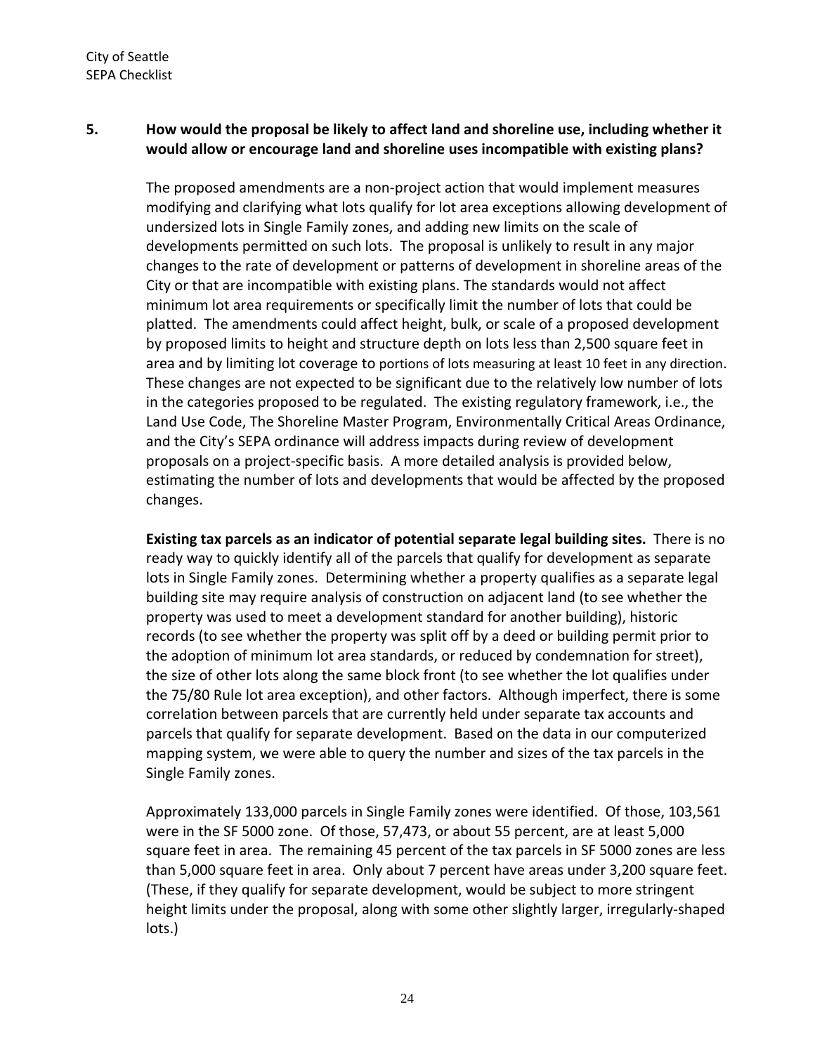**5. How would the proposal be likely to affect land and shoreline use, including whether it would allow or encourage land and shoreline uses incompatible with existing plans?**

The proposed amendments are a non-project action that would implement measures modifying and clarifying what lots qualify for lot area exceptions allowing development of undersized lots in Single Family zones, and adding new limits on the scale of developments permitted on such lots. The proposal is unlikely to result in any major changes to the rate of development or patterns of development in shoreline areas of the City or that are incompatible with existing plans. The standards would not affect minimum lot area requirements or specifically limit the number of lots that could be platted. The amendments could affect height, bulk, or scale of a proposed development by proposed limits to height and structure depth on lots less than 2,500 square feet in area and by limiting lot coverage to portions of lots measuring at least 10 feet in any direction. These changes are not expected to be significant due to the relatively low number of lots in the categories proposed to be regulated. The existing regulatory framework, i.e., the Land Use Code, The Shoreline Master Program, Environmentally Critical Areas Ordinance, and the City's SEPA ordinance will address impacts during review of development proposals on a project-specific basis. A more detailed analysis is provided below, estimating the number of lots and developments that would be affected by the proposed changes.

**Existing tax parcels as an indicator of potential separate legal building sites.** There is no ready way to quickly identify all of the parcels that qualify for development as separate lots in Single Family zones. Determining whether a property qualifies as a separate legal building site may require analysis of construction on adjacent land (to see whether the property was used to meet a development standard for another building), historic records (to see whether the property was split off by a deed or building permit prior to the adoption of minimum lot area standards, or reduced by condemnation for street), the size of other lots along the same block front (to see whether the lot qualifies under the 75/80 Rule lot area exception), and other factors. Although imperfect, there is some correlation between parcels that are currently held under separate tax accounts and parcels that qualify for separate development. Based on the data in our computerized mapping system, we were able to query the number and sizes of the tax parcels in the Single Family zones.

Approximately 133,000 parcels in Single Family zones were identified. Of those, 103,561 were in the SF 5000 zone. Of those, 57,473, or about 55 percent, are at least 5,000 square feet in area. The remaining 45 percent of the tax parcels in SF 5000 zones are less than 5,000 square feet in area. Only about 7 percent have areas under 3,200 square feet. (These, if they qualify for separate development, would be subject to more stringent height limits under the proposal, along with some other slightly larger, irregularly-shaped lots.)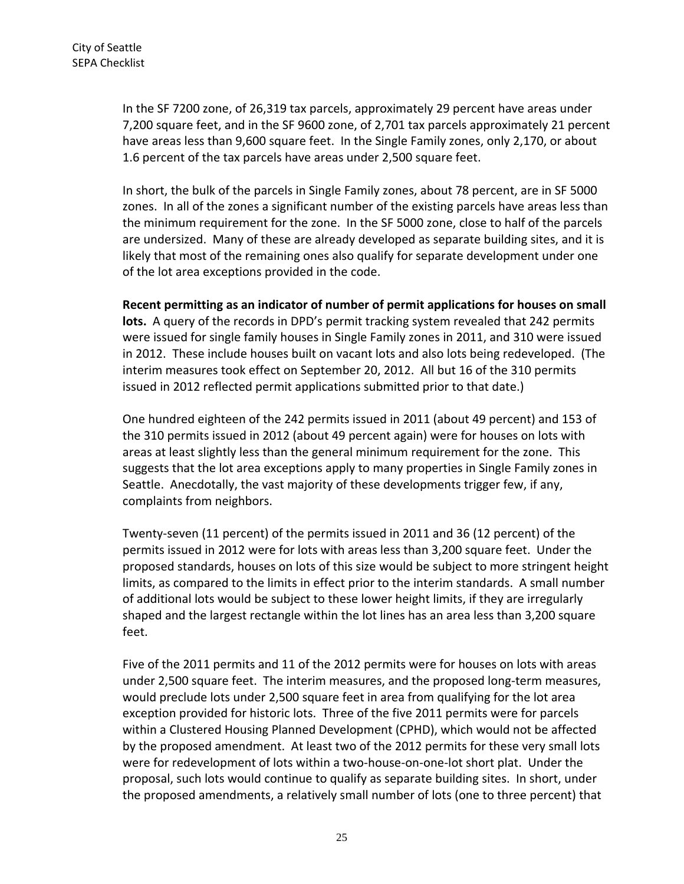In the SF 7200 zone, of 26,319 tax parcels, approximately 29 percent have areas under 7,200 square feet, and in the SF 9600 zone, of 2,701 tax parcels approximately 21 percent have areas less than 9,600 square feet. In the Single Family zones, only 2,170, or about 1.6 percent of the tax parcels have areas under 2,500 square feet.

In short, the bulk of the parcels in Single Family zones, about 78 percent, are in SF 5000 zones. In all of the zones a significant number of the existing parcels have areas less than the minimum requirement for the zone. In the SF 5000 zone, close to half of the parcels are undersized. Many of these are already developed as separate building sites, and it is likely that most of the remaining ones also qualify for separate development under one of the lot area exceptions provided in the code.

**Recent permitting as an indicator of number of permit applications for houses on small lots.** A query of the records in DPD's permit tracking system revealed that 242 permits were issued for single family houses in Single Family zones in 2011, and 310 were issued in 2012. These include houses built on vacant lots and also lots being redeveloped. (The interim measures took effect on September 20, 2012. All but 16 of the 310 permits issued in 2012 reflected permit applications submitted prior to that date.)

One hundred eighteen of the 242 permits issued in 2011 (about 49 percent) and 153 of the 310 permits issued in 2012 (about 49 percent again) were for houses on lots with areas at least slightly less than the general minimum requirement for the zone. This suggests that the lot area exceptions apply to many properties in Single Family zones in Seattle. Anecdotally, the vast majority of these developments trigger few, if any, complaints from neighbors.

Twenty-seven (11 percent) of the permits issued in 2011 and 36 (12 percent) of the permits issued in 2012 were for lots with areas less than 3,200 square feet. Under the proposed standards, houses on lots of this size would be subject to more stringent height limits, as compared to the limits in effect prior to the interim standards. A small number of additional lots would be subject to these lower height limits, if they are irregularly shaped and the largest rectangle within the lot lines has an area less than 3,200 square feet.

Five of the 2011 permits and 11 of the 2012 permits were for houses on lots with areas under 2,500 square feet. The interim measures, and the proposed long-term measures, would preclude lots under 2,500 square feet in area from qualifying for the lot area exception provided for historic lots. Three of the five 2011 permits were for parcels within a Clustered Housing Planned Development (CPHD), which would not be affected by the proposed amendment. At least two of the 2012 permits for these very small lots were for redevelopment of lots within a two-house-on-one-lot short plat. Under the proposal, such lots would continue to qualify as separate building sites. In short, under the proposed amendments, a relatively small number of lots (one to three percent) that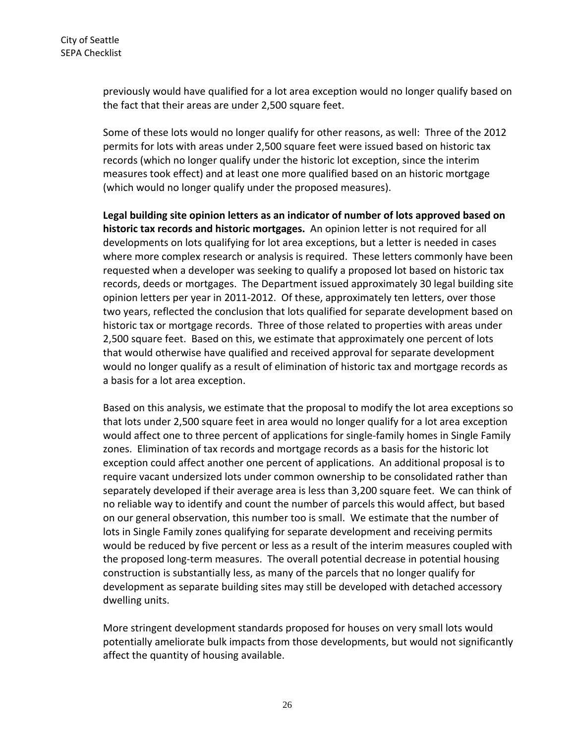previously would have qualified for a lot area exception would no longer qualify based on the fact that their areas are under 2,500 square feet.

Some of these lots would no longer qualify for other reasons, as well: Three of the 2012 permits for lots with areas under 2,500 square feet were issued based on historic tax records (which no longer qualify under the historic lot exception, since the interim measures took effect) and at least one more qualified based on an historic mortgage (which would no longer qualify under the proposed measures).

**Legal building site opinion letters as an indicator of number of lots approved based on historic tax records and historic mortgages.** An opinion letter is not required for all developments on lots qualifying for lot area exceptions, but a letter is needed in cases where more complex research or analysis is required. These letters commonly have been requested when a developer was seeking to qualify a proposed lot based on historic tax records, deeds or mortgages. The Department issued approximately 30 legal building site opinion letters per year in 2011-2012. Of these, approximately ten letters, over those two years, reflected the conclusion that lots qualified for separate development based on historic tax or mortgage records. Three of those related to properties with areas under 2,500 square feet. Based on this, we estimate that approximately one percent of lots that would otherwise have qualified and received approval for separate development would no longer qualify as a result of elimination of historic tax and mortgage records as a basis for a lot area exception.

Based on this analysis, we estimate that the proposal to modify the lot area exceptions so that lots under 2,500 square feet in area would no longer qualify for a lot area exception would affect one to three percent of applications for single-family homes in Single Family zones. Elimination of tax records and mortgage records as a basis for the historic lot exception could affect another one percent of applications. An additional proposal is to require vacant undersized lots under common ownership to be consolidated rather than separately developed if their average area is less than 3,200 square feet. We can think of no reliable way to identify and count the number of parcels this would affect, but based on our general observation, this number too is small. We estimate that the number of lots in Single Family zones qualifying for separate development and receiving permits would be reduced by five percent or less as a result of the interim measures coupled with the proposed long-term measures. The overall potential decrease in potential housing construction is substantially less, as many of the parcels that no longer qualify for development as separate building sites may still be developed with detached accessory dwelling units.

More stringent development standards proposed for houses on very small lots would potentially ameliorate bulk impacts from those developments, but would not significantly affect the quantity of housing available.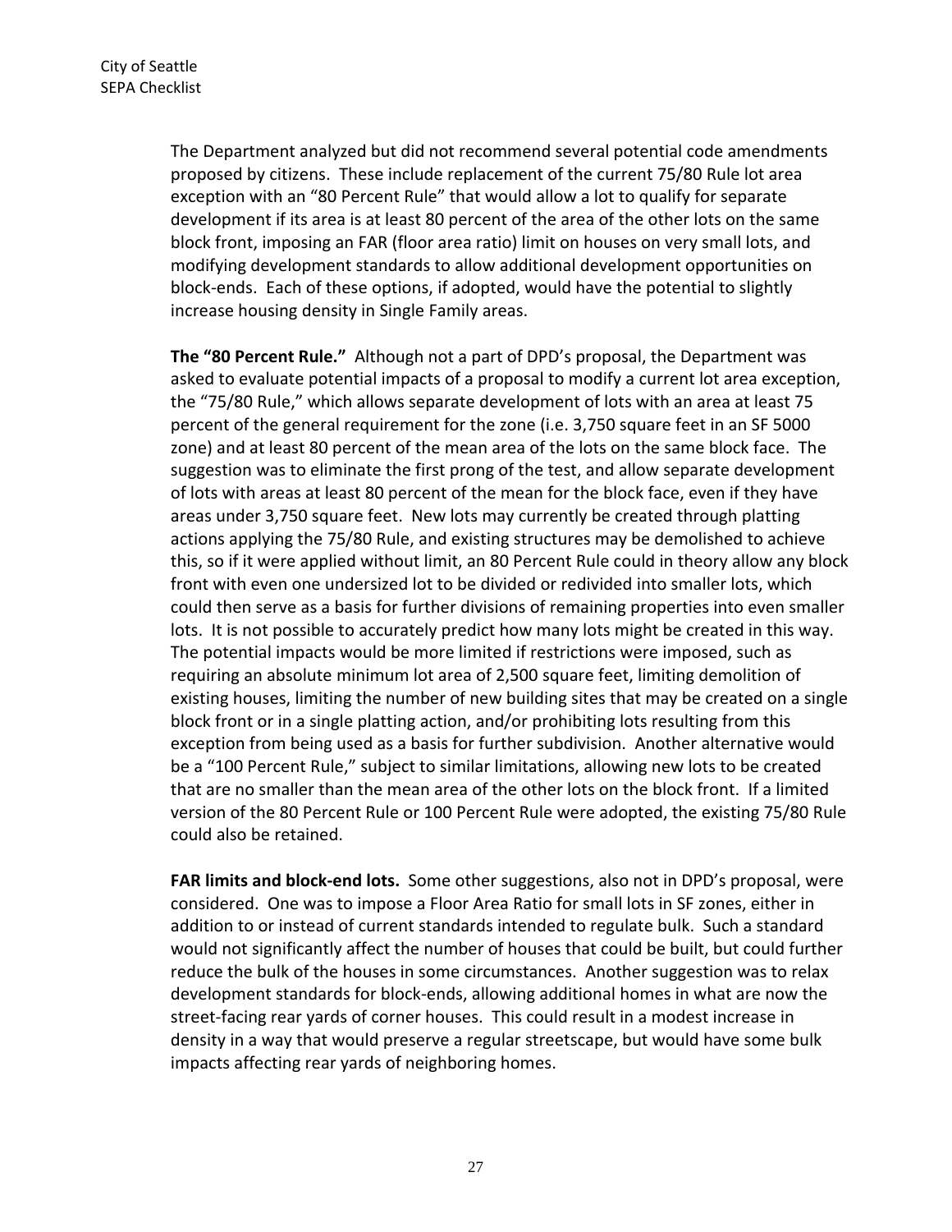The Department analyzed but did not recommend several potential code amendments proposed by citizens. These include replacement of the current 75/80 Rule lot area exception with an "80 Percent Rule" that would allow a lot to qualify for separate development if its area is at least 80 percent of the area of the other lots on the same block front, imposing an FAR (floor area ratio) limit on houses on very small lots, and modifying development standards to allow additional development opportunities on block-ends. Each of these options, if adopted, would have the potential to slightly increase housing density in Single Family areas.

**The "80 Percent Rule."** Although not a part of DPD's proposal, the Department was asked to evaluate potential impacts of a proposal to modify a current lot area exception, the "75/80 Rule," which allows separate development of lots with an area at least 75 percent of the general requirement for the zone (i.e. 3,750 square feet in an SF 5000 zone) and at least 80 percent of the mean area of the lots on the same block face. The suggestion was to eliminate the first prong of the test, and allow separate development of lots with areas at least 80 percent of the mean for the block face, even if they have areas under 3,750 square feet. New lots may currently be created through platting actions applying the 75/80 Rule, and existing structures may be demolished to achieve this, so if it were applied without limit, an 80 Percent Rule could in theory allow any block front with even one undersized lot to be divided or redivided into smaller lots, which could then serve as a basis for further divisions of remaining properties into even smaller lots. It is not possible to accurately predict how many lots might be created in this way. The potential impacts would be more limited if restrictions were imposed, such as requiring an absolute minimum lot area of 2,500 square feet, limiting demolition of existing houses, limiting the number of new building sites that may be created on a single block front or in a single platting action, and/or prohibiting lots resulting from this exception from being used as a basis for further subdivision. Another alternative would be a "100 Percent Rule," subject to similar limitations, allowing new lots to be created that are no smaller than the mean area of the other lots on the block front. If a limited version of the 80 Percent Rule or 100 Percent Rule were adopted, the existing 75/80 Rule could also be retained.

**FAR limits and block-end lots.** Some other suggestions, also not in DPD's proposal, were considered. One was to impose a Floor Area Ratio for small lots in SF zones, either in addition to or instead of current standards intended to regulate bulk. Such a standard would not significantly affect the number of houses that could be built, but could further reduce the bulk of the houses in some circumstances. Another suggestion was to relax development standards for block-ends, allowing additional homes in what are now the street-facing rear yards of corner houses. This could result in a modest increase in density in a way that would preserve a regular streetscape, but would have some bulk impacts affecting rear yards of neighboring homes.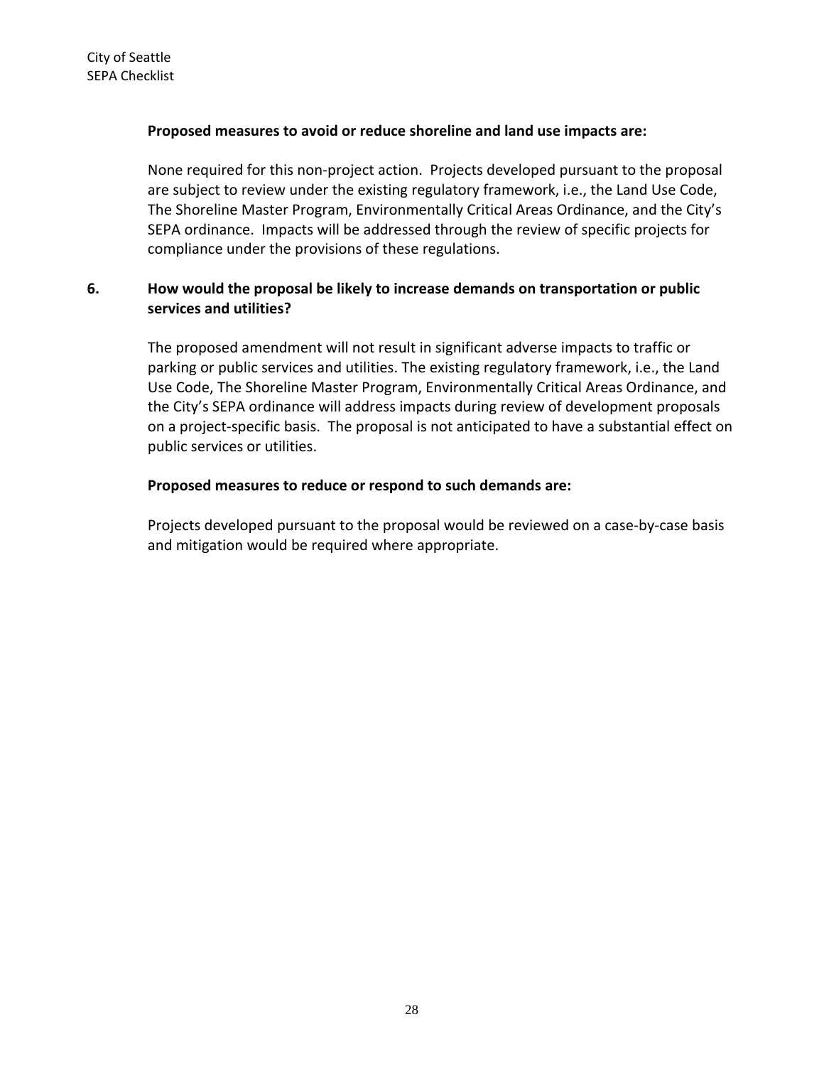**Proposed measures to avoid or reduce shoreline and land use impacts are:**

None required for this non-project action. Projects developed pursuant to the proposal are subject to review under the existing regulatory framework, i.e., the Land Use Code, The Shoreline Master Program, Environmentally Critical Areas Ordinance, and the City's SEPA ordinance. Impacts will be addressed through the review of specific projects for compliance under the provisions of these regulations.

**6. How would the proposal be likely to increase demands on transportation or public services and utilities?**

The proposed amendment will not result in significant adverse impacts to traffic or parking or public services and utilities. The existing regulatory framework, i.e., the Land Use Code, The Shoreline Master Program, Environmentally Critical Areas Ordinance, and the City's SEPA ordinance will address impacts during review of development proposals on a project-specific basis. The proposal is not anticipated to have a substantial effect on public services or utilities.

**Proposed measures to reduce or respond to such demands are:**

Projects developed pursuant to the proposal would be reviewed on a case-by-case basis and mitigation would be required where appropriate.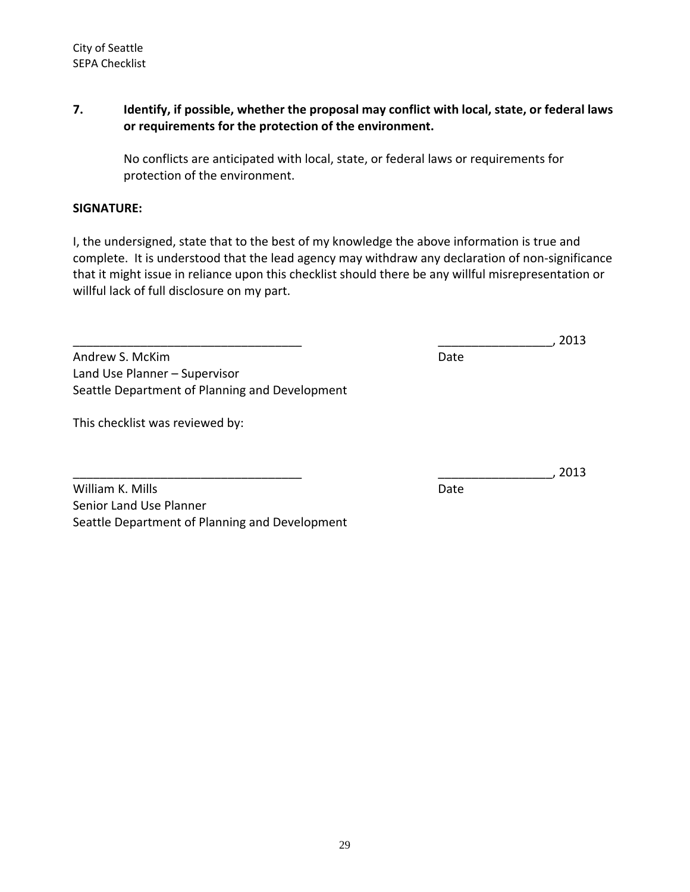**7. Identify, if possible, whether the proposal may conflict with local, state, or federal laws or requirements for the protection of the environment.**

No conflicts are anticipated with local, state, or federal laws or requirements for protection of the environment.

**SIGNATURE:**

I, the undersigned, state that to the best of my knowledge the above information is true and complete. It is understood that the lead agency may withdraw any declaration of non-significance that it might issue in reliance upon this checklist should there be any willful misrepresentation or willful lack of full disclosure on my part.

__________________________________ _________________, 2013

Andrew S. McKim Date
Land Use Planner – Supervisor
Seattle Department of Planning and Development

This checklist was reviewed by:

__________________________________ _________________, 2013

William K. Mills Date
Senior Land Use Planner
Seattle Department of Planning and Development